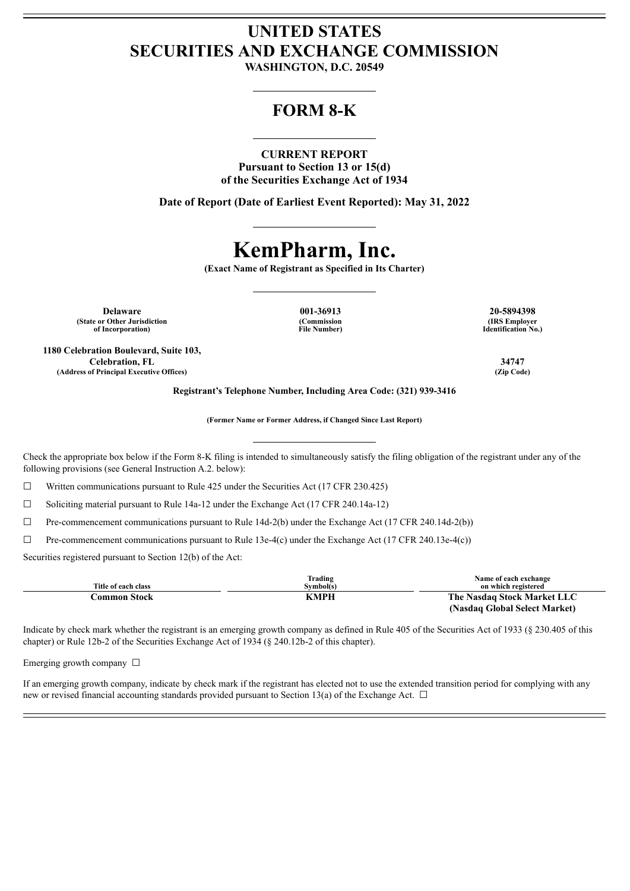# UNITED STATES
# SECURITIES AND EXCHANGE COMMISSION

**WASHINGTON, D.C. 20549**

## FORM 8-K

**CURRENT REPORT**
**Pursuant to Section 13 or 15(d)**
**of the Securities Exchange Act of 1934**

**Date of Report (Date of Earliest Event Reported): May 31, 2022**

# KemPharm, Inc.

**(Exact Name of Registrant as Specified in Its Charter)**

| Delaware | 001-36913 | 20-5894398 |
|---|---|---|
| (State or Other Jurisdiction of Incorporation) | (Commission File Number) | (IRS Employer Identification No.) |

| 1180 Celebration Boulevard, Suite 103, Celebration, FL | 34747 |
|---|---|
| (Address of Principal Executive Offices) | (Zip Code) |

**Registrant's Telephone Number, Including Area Code: (321) 939-3416**

**(Former Name or Former Address, if Changed Since Last Report)**

Check the appropriate box below if the Form 8-K filing is intended to simultaneously satisfy the filing obligation of the registrant under any of the following provisions (see General Instruction A.2. below):

☐ Written communications pursuant to Rule 425 under the Securities Act (17 CFR 230.425)

☐ Soliciting material pursuant to Rule 14a-12 under the Exchange Act (17 CFR 240.14a-12)

☐ Pre-commencement communications pursuant to Rule 14d-2(b) under the Exchange Act (17 CFR 240.14d-2(b))

☐ Pre-commencement communications pursuant to Rule 13e-4(c) under the Exchange Act (17 CFR 240.13e-4(c))

Securities registered pursuant to Section 12(b) of the Act:

| Title of each class | Trading Symbol(s) | Name of each exchange on which registered |
|---|---|---|
| **Common Stock** | **KMPH** | **The Nasdaq Stock Market LLC (Nasdaq Global Select Market)** |

Indicate by check mark whether the registrant is an emerging growth company as defined in Rule 405 of the Securities Act of 1933 (§ 230.405 of this chapter) or Rule 12b-2 of the Securities Exchange Act of 1934 (§ 240.12b-2 of this chapter).

Emerging growth company ☐

If an emerging growth company, indicate by check mark if the registrant has elected not to use the extended transition period for complying with any new or revised financial accounting standards provided pursuant to Section 13(a) of the Exchange Act. ☐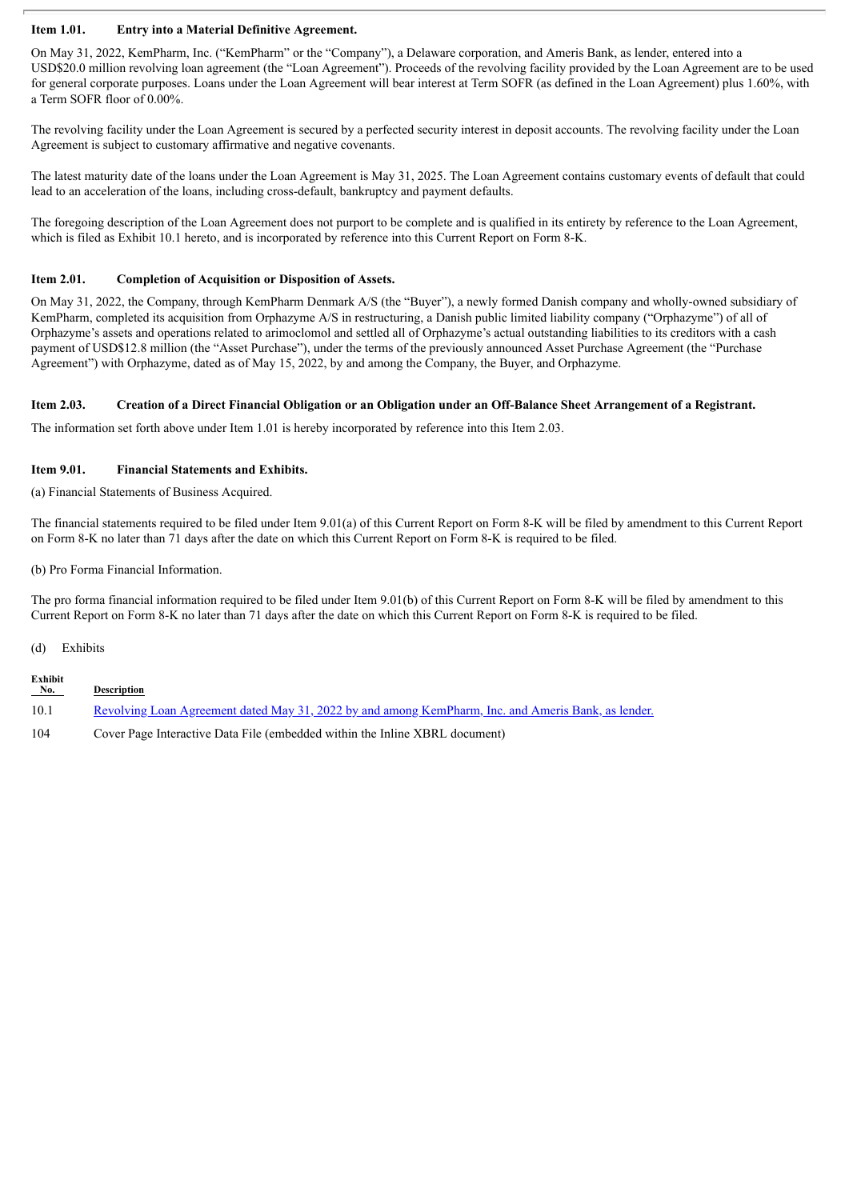**Item 1.01. Entry into a Material Definitive Agreement.**

On May 31, 2022, KemPharm, Inc. ("KemPharm" or the "Company"), a Delaware corporation, and Ameris Bank, as lender, entered into a USD$20.0 million revolving loan agreement (the "Loan Agreement"). Proceeds of the revolving facility provided by the Loan Agreement are to be used for general corporate purposes. Loans under the Loan Agreement will bear interest at Term SOFR (as defined in the Loan Agreement) plus 1.60%, with a Term SOFR floor of 0.00%.

The revolving facility under the Loan Agreement is secured by a perfected security interest in deposit accounts. The revolving facility under the Loan Agreement is subject to customary affirmative and negative covenants.

The latest maturity date of the loans under the Loan Agreement is May 31, 2025. The Loan Agreement contains customary events of default that could lead to an acceleration of the loans, including cross-default, bankruptcy and payment defaults.

The foregoing description of the Loan Agreement does not purport to be complete and is qualified in its entirety by reference to the Loan Agreement, which is filed as Exhibit 10.1 hereto, and is incorporated by reference into this Current Report on Form 8-K.

**Item 2.01. Completion of Acquisition or Disposition of Assets.**

On May 31, 2022, the Company, through KemPharm Denmark A/S (the "Buyer"), a newly formed Danish company and wholly-owned subsidiary of KemPharm, completed its acquisition from Orphazyme A/S in restructuring, a Danish public limited liability company ("Orphazyme") of all of Orphazyme's assets and operations related to arimoclomol and settled all of Orphazyme's actual outstanding liabilities to its creditors with a cash payment of USD$12.8 million (the "Asset Purchase"), under the terms of the previously announced Asset Purchase Agreement (the "Purchase Agreement") with Orphazyme, dated as of May 15, 2022, by and among the Company, the Buyer, and Orphazyme.

**Item 2.03. Creation of a Direct Financial Obligation or an Obligation under an Off-Balance Sheet Arrangement of a Registrant.**

The information set forth above under Item 1.01 is hereby incorporated by reference into this Item 2.03.

**Item 9.01. Financial Statements and Exhibits.**

(a) Financial Statements of Business Acquired.

The financial statements required to be filed under Item 9.01(a) of this Current Report on Form 8-K will be filed by amendment to this Current Report on Form 8-K no later than 71 days after the date on which this Current Report on Form 8-K is required to be filed.

(b) Pro Forma Financial Information.

The pro forma financial information required to be filed under Item 9.01(b) of this Current Report on Form 8-K will be filed by amendment to this Current Report on Form 8-K no later than 71 days after the date on which this Current Report on Form 8-K is required to be filed.

(d) Exhibits

| Exhibit No. | Description |
|---|---|
| 10.1 | Revolving Loan Agreement dated May 31, 2022 by and among KemPharm, Inc. and Ameris Bank, as lender. |
| 104 | Cover Page Interactive Data File (embedded within the Inline XBRL document) |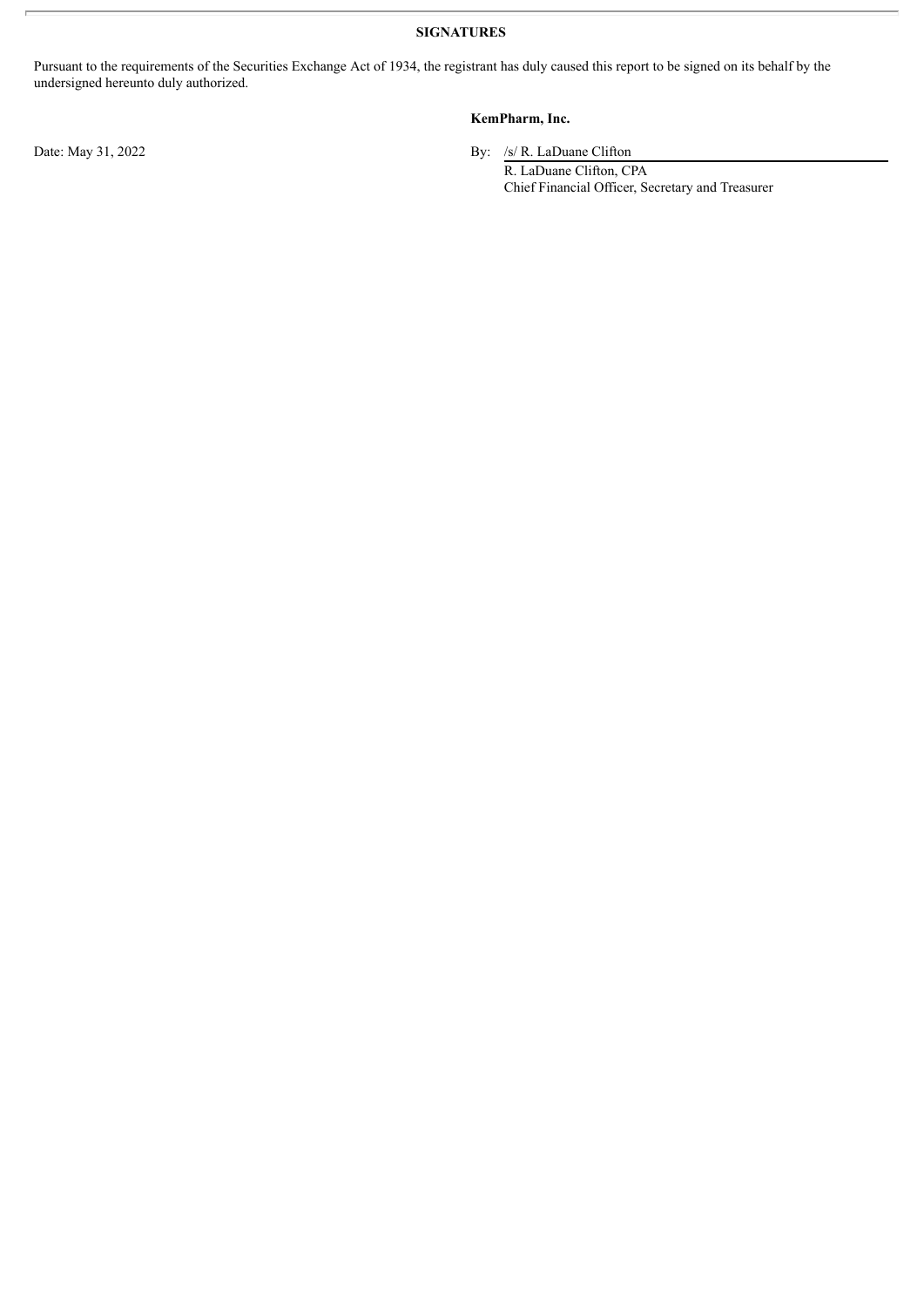**SIGNATURES**

Pursuant to the requirements of the Securities Exchange Act of 1934, the registrant has duly caused this report to be signed on its behalf by the undersigned hereunto duly authorized.

**KemPharm, Inc.**

Date: May 31, 2022

By: /s/ R. LaDuane Clifton

R. LaDuane Clifton, CPA
Chief Financial Officer, Secretary and Treasurer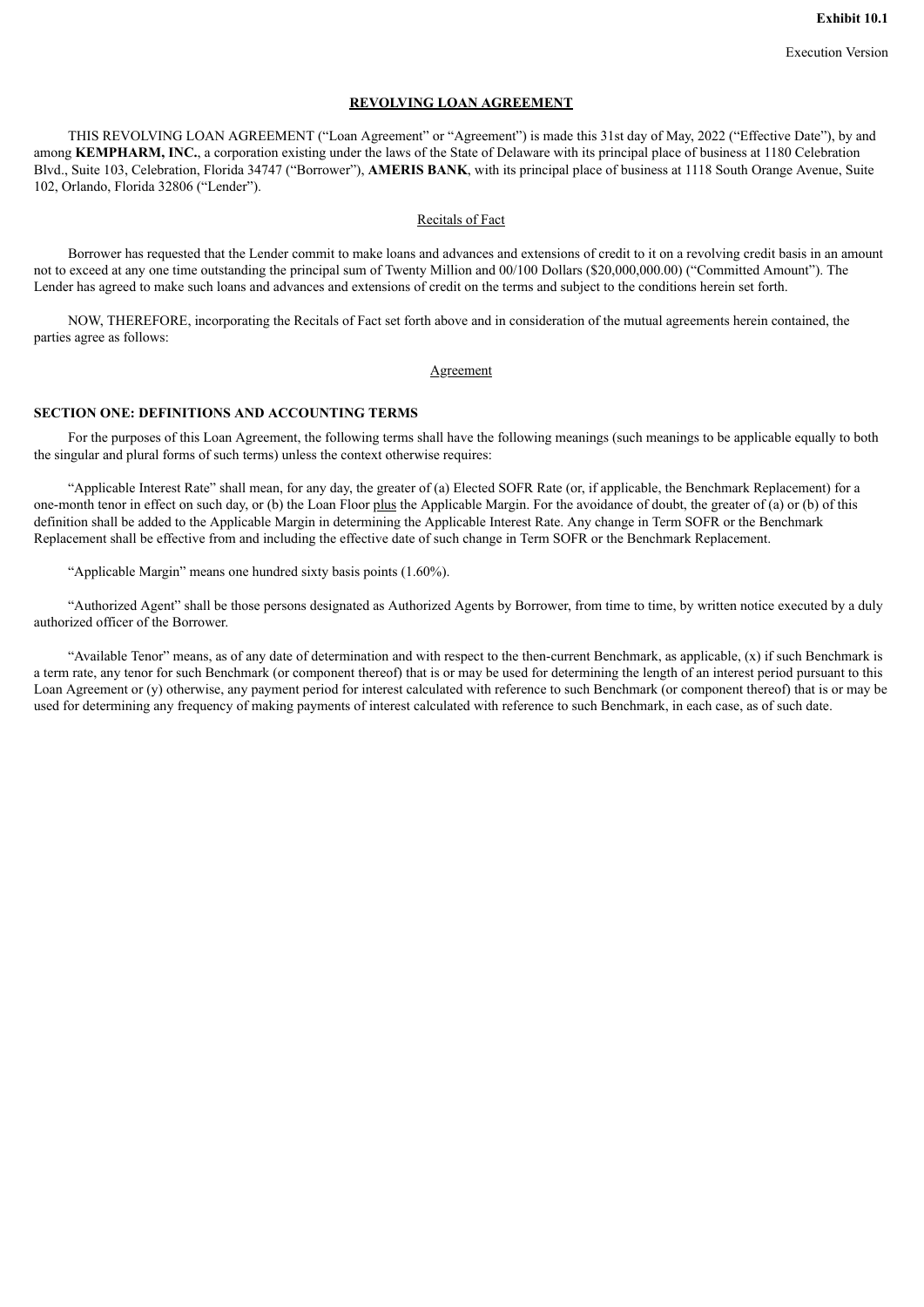**Exhibit 10.1**

Execution Version

**REVOLVING LOAN AGREEMENT**

THIS REVOLVING LOAN AGREEMENT ("Loan Agreement" or "Agreement") is made this 31st day of May, 2022 ("Effective Date"), by and among **KEMPHARM, INC.**, a corporation existing under the laws of the State of Delaware with its principal place of business at 1180 Celebration Blvd., Suite 103, Celebration, Florida 34747 ("Borrower"), **AMERIS BANK**, with its principal place of business at 1118 South Orange Avenue, Suite 102, Orlando, Florida 32806 ("Lender").

Recitals of Fact

Borrower has requested that the Lender commit to make loans and advances and extensions of credit to it on a revolving credit basis in an amount not to exceed at any one time outstanding the principal sum of Twenty Million and 00/100 Dollars ($20,000,000.00) ("Committed Amount"). The Lender has agreed to make such loans and advances and extensions of credit on the terms and subject to the conditions herein set forth.

NOW, THEREFORE, incorporating the Recitals of Fact set forth above and in consideration of the mutual agreements herein contained, the parties agree as follows:

Agreement

## SECTION ONE: DEFINITIONS AND ACCOUNTING TERMS

For the purposes of this Loan Agreement, the following terms shall have the following meanings (such meanings to be applicable equally to both the singular and plural forms of such terms) unless the context otherwise requires:

"Applicable Interest Rate" shall mean, for any day, the greater of (a) Elected SOFR Rate (or, if applicable, the Benchmark Replacement) for a one-month tenor in effect on such day, or (b) the Loan Floor plus the Applicable Margin. For the avoidance of doubt, the greater of (a) or (b) of this definition shall be added to the Applicable Margin in determining the Applicable Interest Rate. Any change in Term SOFR or the Benchmark Replacement shall be effective from and including the effective date of such change in Term SOFR or the Benchmark Replacement.

"Applicable Margin" means one hundred sixty basis points (1.60%).

"Authorized Agent" shall be those persons designated as Authorized Agents by Borrower, from time to time, by written notice executed by a duly authorized officer of the Borrower.

"Available Tenor" means, as of any date of determination and with respect to the then-current Benchmark, as applicable, (x) if such Benchmark is a term rate, any tenor for such Benchmark (or component thereof) that is or may be used for determining the length of an interest period pursuant to this Loan Agreement or (y) otherwise, any payment period for interest calculated with reference to such Benchmark (or component thereof) that is or may be used for determining any frequency of making payments of interest calculated with reference to such Benchmark, in each case, as of such date.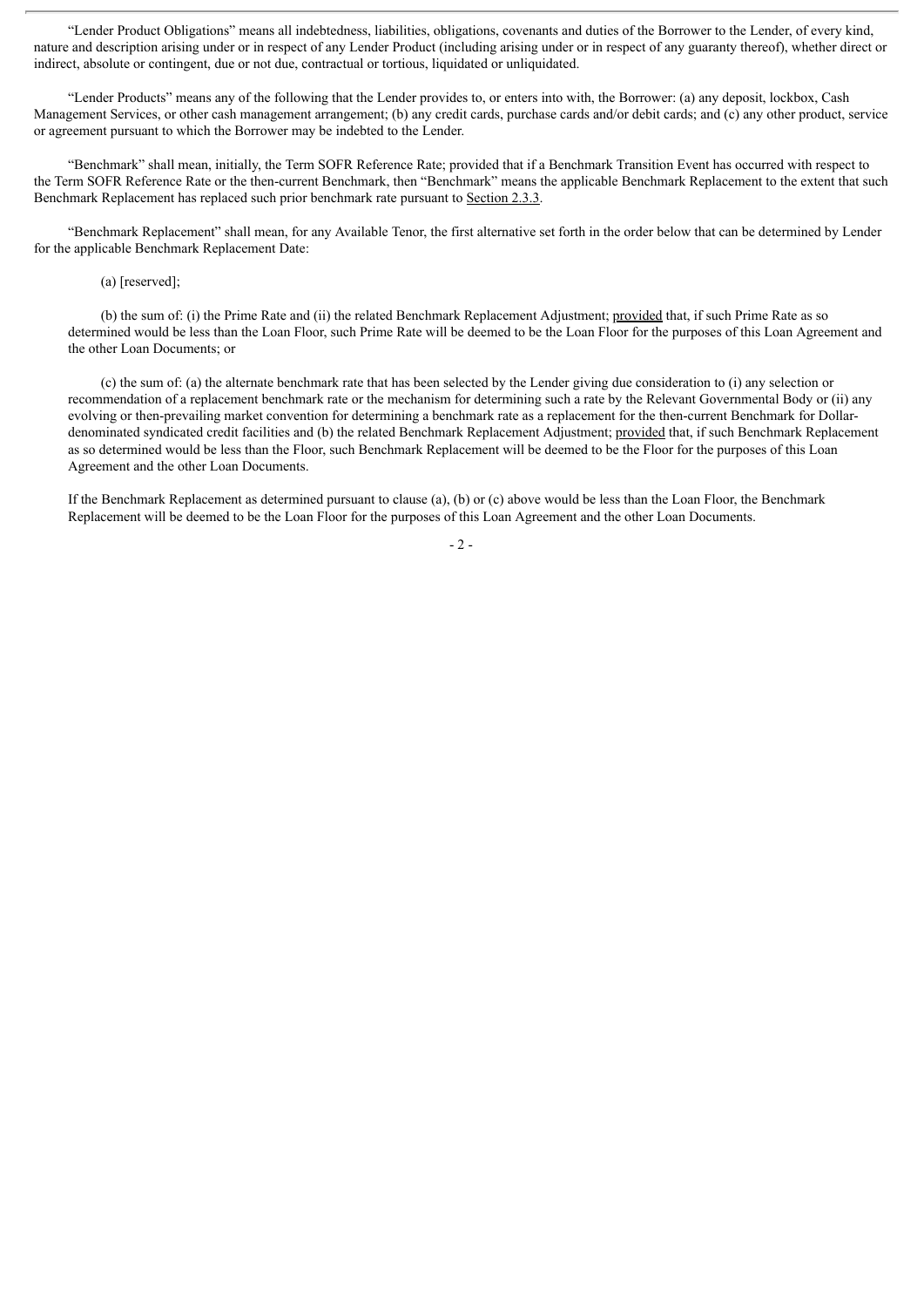"Lender Product Obligations" means all indebtedness, liabilities, obligations, covenants and duties of the Borrower to the Lender, of every kind, nature and description arising under or in respect of any Lender Product (including arising under or in respect of any guaranty thereof), whether direct or indirect, absolute or contingent, due or not due, contractual or tortious, liquidated or unliquidated.

"Lender Products" means any of the following that the Lender provides to, or enters into with, the Borrower: (a) any deposit, lockbox, Cash Management Services, or other cash management arrangement; (b) any credit cards, purchase cards and/or debit cards; and (c) any other product, service or agreement pursuant to which the Borrower may be indebted to the Lender.

"Benchmark" shall mean, initially, the Term SOFR Reference Rate; provided that if a Benchmark Transition Event has occurred with respect to the Term SOFR Reference Rate or the then-current Benchmark, then "Benchmark" means the applicable Benchmark Replacement to the extent that such Benchmark Replacement has replaced such prior benchmark rate pursuant to Section 2.3.3.

"Benchmark Replacement" shall mean, for any Available Tenor, the first alternative set forth in the order below that can be determined by Lender for the applicable Benchmark Replacement Date:

(a) [reserved];

(b) the sum of: (i) the Prime Rate and (ii) the related Benchmark Replacement Adjustment; provided that, if such Prime Rate as so determined would be less than the Loan Floor, such Prime Rate will be deemed to be the Loan Floor for the purposes of this Loan Agreement and the other Loan Documents; or

(c) the sum of: (a) the alternate benchmark rate that has been selected by the Lender giving due consideration to (i) any selection or recommendation of a replacement benchmark rate or the mechanism for determining such a rate by the Relevant Governmental Body or (ii) any evolving or then-prevailing market convention for determining a benchmark rate as a replacement for the then-current Benchmark for Dollar-denominated syndicated credit facilities and (b) the related Benchmark Replacement Adjustment; provided that, if such Benchmark Replacement as so determined would be less than the Floor, such Benchmark Replacement will be deemed to be the Floor for the purposes of this Loan Agreement and the other Loan Documents.

If the Benchmark Replacement as determined pursuant to clause (a), (b) or (c) above would be less than the Loan Floor, the Benchmark Replacement will be deemed to be the Loan Floor for the purposes of this Loan Agreement and the other Loan Documents.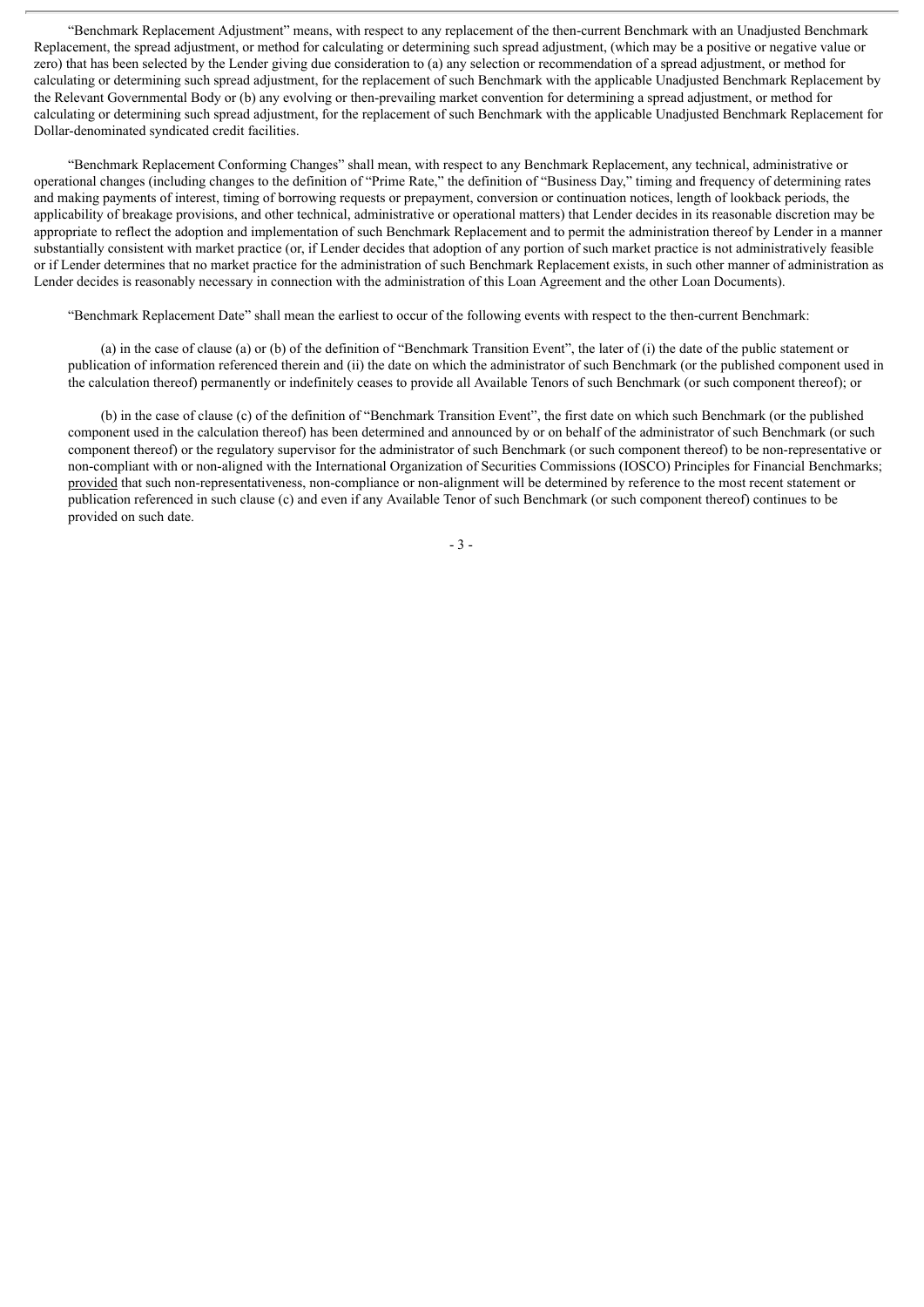"Benchmark Replacement Adjustment" means, with respect to any replacement of the then-current Benchmark with an Unadjusted Benchmark Replacement, the spread adjustment, or method for calculating or determining such spread adjustment, (which may be a positive or negative value or zero) that has been selected by the Lender giving due consideration to (a) any selection or recommendation of a spread adjustment, or method for calculating or determining such spread adjustment, for the replacement of such Benchmark with the applicable Unadjusted Benchmark Replacement by the Relevant Governmental Body or (b) any evolving or then-prevailing market convention for determining a spread adjustment, or method for calculating or determining such spread adjustment, for the replacement of such Benchmark with the applicable Unadjusted Benchmark Replacement for Dollar-denominated syndicated credit facilities.

"Benchmark Replacement Conforming Changes" shall mean, with respect to any Benchmark Replacement, any technical, administrative or operational changes (including changes to the definition of "Prime Rate," the definition of "Business Day," timing and frequency of determining rates and making payments of interest, timing of borrowing requests or prepayment, conversion or continuation notices, length of lookback periods, the applicability of breakage provisions, and other technical, administrative or operational matters) that Lender decides in its reasonable discretion may be appropriate to reflect the adoption and implementation of such Benchmark Replacement and to permit the administration thereof by Lender in a manner substantially consistent with market practice (or, if Lender decides that adoption of any portion of such market practice is not administratively feasible or if Lender determines that no market practice for the administration of such Benchmark Replacement exists, in such other manner of administration as Lender decides is reasonably necessary in connection with the administration of this Loan Agreement and the other Loan Documents).

"Benchmark Replacement Date" shall mean the earliest to occur of the following events with respect to the then-current Benchmark:

(a) in the case of clause (a) or (b) of the definition of "Benchmark Transition Event", the later of (i) the date of the public statement or publication of information referenced therein and (ii) the date on which the administrator of such Benchmark (or the published component used in the calculation thereof) permanently or indefinitely ceases to provide all Available Tenors of such Benchmark (or such component thereof); or

(b) in the case of clause (c) of the definition of "Benchmark Transition Event", the first date on which such Benchmark (or the published component used in the calculation thereof) has been determined and announced by or on behalf of the administrator of such Benchmark (or such component thereof) or the regulatory supervisor for the administrator of such Benchmark (or such component thereof) to be non-representative or non-compliant with or non-aligned with the International Organization of Securities Commissions (IOSCO) Principles for Financial Benchmarks; provided that such non-representativeness, non-compliance or non-alignment will be determined by reference to the most recent statement or publication referenced in such clause (c) and even if any Available Tenor of such Benchmark (or such component thereof) continues to be provided on such date.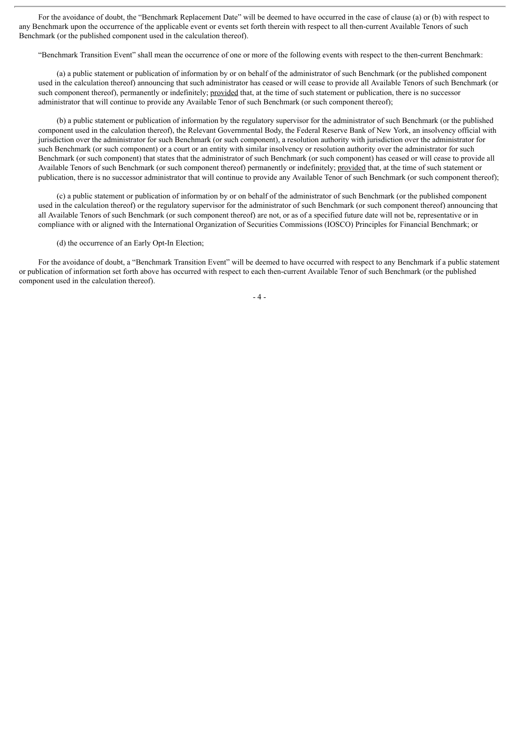For the avoidance of doubt, the "Benchmark Replacement Date" will be deemed to have occurred in the case of clause (a) or (b) with respect to any Benchmark upon the occurrence of the applicable event or events set forth therein with respect to all then-current Available Tenors of such Benchmark (or the published component used in the calculation thereof).

"Benchmark Transition Event" shall mean the occurrence of one or more of the following events with respect to the then-current Benchmark:

(a) a public statement or publication of information by or on behalf of the administrator of such Benchmark (or the published component used in the calculation thereof) announcing that such administrator has ceased or will cease to provide all Available Tenors of such Benchmark (or such component thereof), permanently or indefinitely; provided that, at the time of such statement or publication, there is no successor administrator that will continue to provide any Available Tenor of such Benchmark (or such component thereof);

(b) a public statement or publication of information by the regulatory supervisor for the administrator of such Benchmark (or the published component used in the calculation thereof), the Relevant Governmental Body, the Federal Reserve Bank of New York, an insolvency official with jurisdiction over the administrator for such Benchmark (or such component), a resolution authority with jurisdiction over the administrator for such Benchmark (or such component) or a court or an entity with similar insolvency or resolution authority over the administrator for such Benchmark (or such component) that states that the administrator of such Benchmark (or such component) has ceased or will cease to provide all Available Tenors of such Benchmark (or such component thereof) permanently or indefinitely; provided that, at the time of such statement or publication, there is no successor administrator that will continue to provide any Available Tenor of such Benchmark (or such component thereof);

(c) a public statement or publication of information by or on behalf of the administrator of such Benchmark (or the published component used in the calculation thereof) or the regulatory supervisor for the administrator of such Benchmark (or such component thereof) announcing that all Available Tenors of such Benchmark (or such component thereof) are not, or as of a specified future date will not be, representative or in compliance with or aligned with the International Organization of Securities Commissions (IOSCO) Principles for Financial Benchmark; or

(d) the occurrence of an Early Opt-In Election;

For the avoidance of doubt, a "Benchmark Transition Event" will be deemed to have occurred with respect to any Benchmark if a public statement or publication of information set forth above has occurred with respect to each then-current Available Tenor of such Benchmark (or the published component used in the calculation thereof).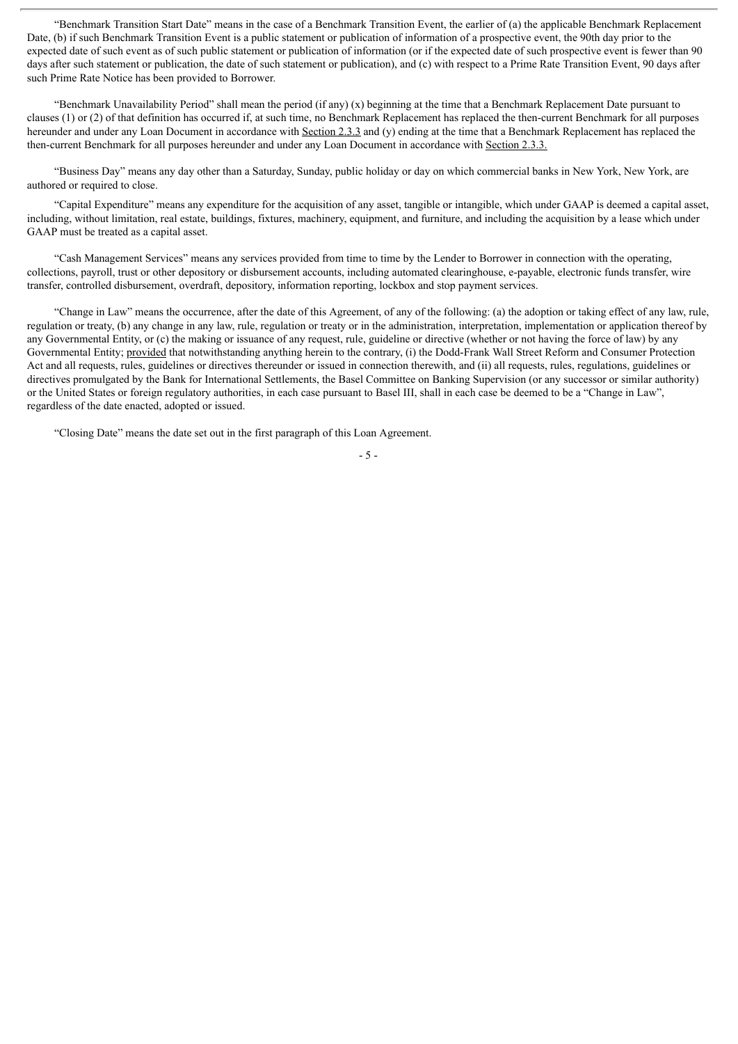"Benchmark Transition Start Date" means in the case of a Benchmark Transition Event, the earlier of (a) the applicable Benchmark Replacement Date, (b) if such Benchmark Transition Event is a public statement or publication of information of a prospective event, the 90th day prior to the expected date of such event as of such public statement or publication of information (or if the expected date of such prospective event is fewer than 90 days after such statement or publication, the date of such statement or publication), and (c) with respect to a Prime Rate Transition Event, 90 days after such Prime Rate Notice has been provided to Borrower.

"Benchmark Unavailability Period" shall mean the period (if any) (x) beginning at the time that a Benchmark Replacement Date pursuant to clauses (1) or (2) of that definition has occurred if, at such time, no Benchmark Replacement has replaced the then-current Benchmark for all purposes hereunder and under any Loan Document in accordance with Section 2.3.3 and (y) ending at the time that a Benchmark Replacement has replaced the then-current Benchmark for all purposes hereunder and under any Loan Document in accordance with Section 2.3.3.

"Business Day" means any day other than a Saturday, Sunday, public holiday or day on which commercial banks in New York, New York, are authored or required to close.

"Capital Expenditure" means any expenditure for the acquisition of any asset, tangible or intangible, which under GAAP is deemed a capital asset, including, without limitation, real estate, buildings, fixtures, machinery, equipment, and furniture, and including the acquisition by a lease which under GAAP must be treated as a capital asset.

"Cash Management Services" means any services provided from time to time by the Lender to Borrower in connection with the operating, collections, payroll, trust or other depository or disbursement accounts, including automated clearinghouse, e-payable, electronic funds transfer, wire transfer, controlled disbursement, overdraft, depository, information reporting, lockbox and stop payment services.

"Change in Law" means the occurrence, after the date of this Agreement, of any of the following: (a) the adoption or taking effect of any law, rule, regulation or treaty, (b) any change in any law, rule, regulation or treaty or in the administration, interpretation, implementation or application thereof by any Governmental Entity, or (c) the making or issuance of any request, rule, guideline or directive (whether or not having the force of law) by any Governmental Entity; provided that notwithstanding anything herein to the contrary, (i) the Dodd-Frank Wall Street Reform and Consumer Protection Act and all requests, rules, guidelines or directives thereunder or issued in connection therewith, and (ii) all requests, rules, regulations, guidelines or directives promulgated by the Bank for International Settlements, the Basel Committee on Banking Supervision (or any successor or similar authority) or the United States or foreign regulatory authorities, in each case pursuant to Basel III, shall in each case be deemed to be a "Change in Law", regardless of the date enacted, adopted or issued.

"Closing Date" means the date set out in the first paragraph of this Loan Agreement.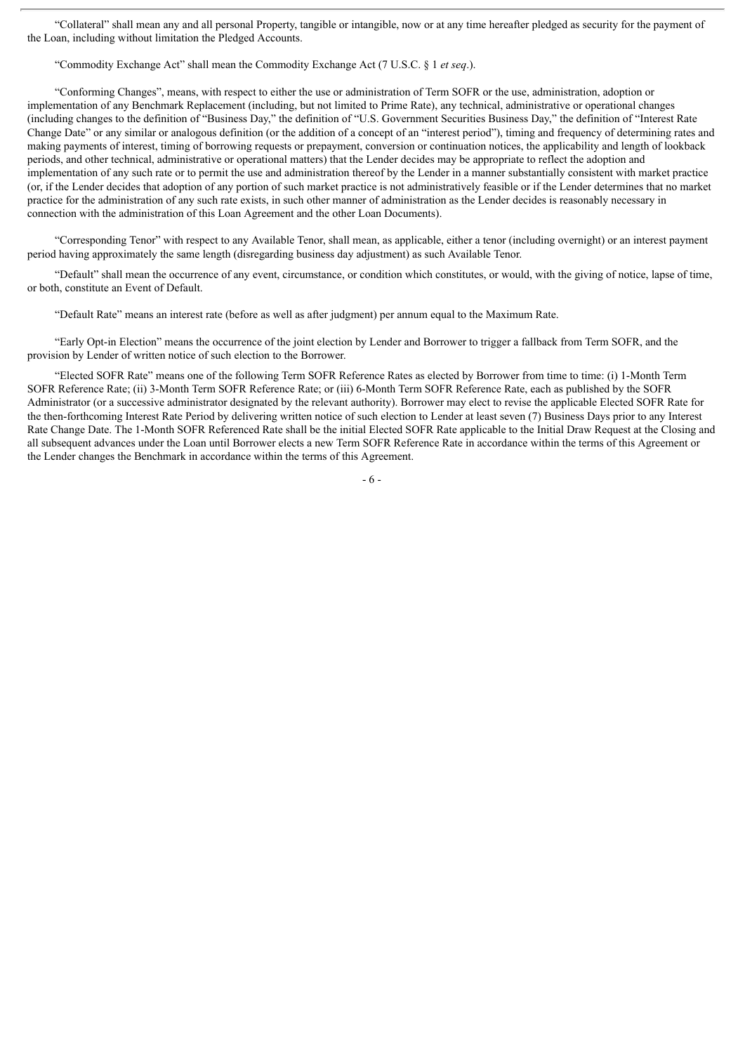"Collateral" shall mean any and all personal Property, tangible or intangible, now or at any time hereafter pledged as security for the payment of the Loan, including without limitation the Pledged Accounts.

"Commodity Exchange Act" shall mean the Commodity Exchange Act (7 U.S.C. § 1 *et seq*.).

"Conforming Changes", means, with respect to either the use or administration of Term SOFR or the use, administration, adoption or implementation of any Benchmark Replacement (including, but not limited to Prime Rate), any technical, administrative or operational changes (including changes to the definition of "Business Day," the definition of "U.S. Government Securities Business Day," the definition of "Interest Rate Change Date" or any similar or analogous definition (or the addition of a concept of an "interest period"), timing and frequency of determining rates and making payments of interest, timing of borrowing requests or prepayment, conversion or continuation notices, the applicability and length of lookback periods, and other technical, administrative or operational matters) that the Lender decides may be appropriate to reflect the adoption and implementation of any such rate or to permit the use and administration thereof by the Lender in a manner substantially consistent with market practice (or, if the Lender decides that adoption of any portion of such market practice is not administratively feasible or if the Lender determines that no market practice for the administration of any such rate exists, in such other manner of administration as the Lender decides is reasonably necessary in connection with the administration of this Loan Agreement and the other Loan Documents).

"Corresponding Tenor" with respect to any Available Tenor, shall mean, as applicable, either a tenor (including overnight) or an interest payment period having approximately the same length (disregarding business day adjustment) as such Available Tenor.

"Default" shall mean the occurrence of any event, circumstance, or condition which constitutes, or would, with the giving of notice, lapse of time, or both, constitute an Event of Default.

"Default Rate" means an interest rate (before as well as after judgment) per annum equal to the Maximum Rate.

"Early Opt-in Election" means the occurrence of the joint election by Lender and Borrower to trigger a fallback from Term SOFR, and the provision by Lender of written notice of such election to the Borrower.

"Elected SOFR Rate" means one of the following Term SOFR Reference Rates as elected by Borrower from time to time: (i) 1-Month Term SOFR Reference Rate; (ii) 3-Month Term SOFR Reference Rate; or (iii) 6-Month Term SOFR Reference Rate, each as published by the SOFR Administrator (or a successive administrator designated by the relevant authority). Borrower may elect to revise the applicable Elected SOFR Rate for the then-forthcoming Interest Rate Period by delivering written notice of such election to Lender at least seven (7) Business Days prior to any Interest Rate Change Date. The 1-Month SOFR Referenced Rate shall be the initial Elected SOFR Rate applicable to the Initial Draw Request at the Closing and all subsequent advances under the Loan until Borrower elects a new Term SOFR Reference Rate in accordance within the terms of this Agreement or the Lender changes the Benchmark in accordance within the terms of this Agreement.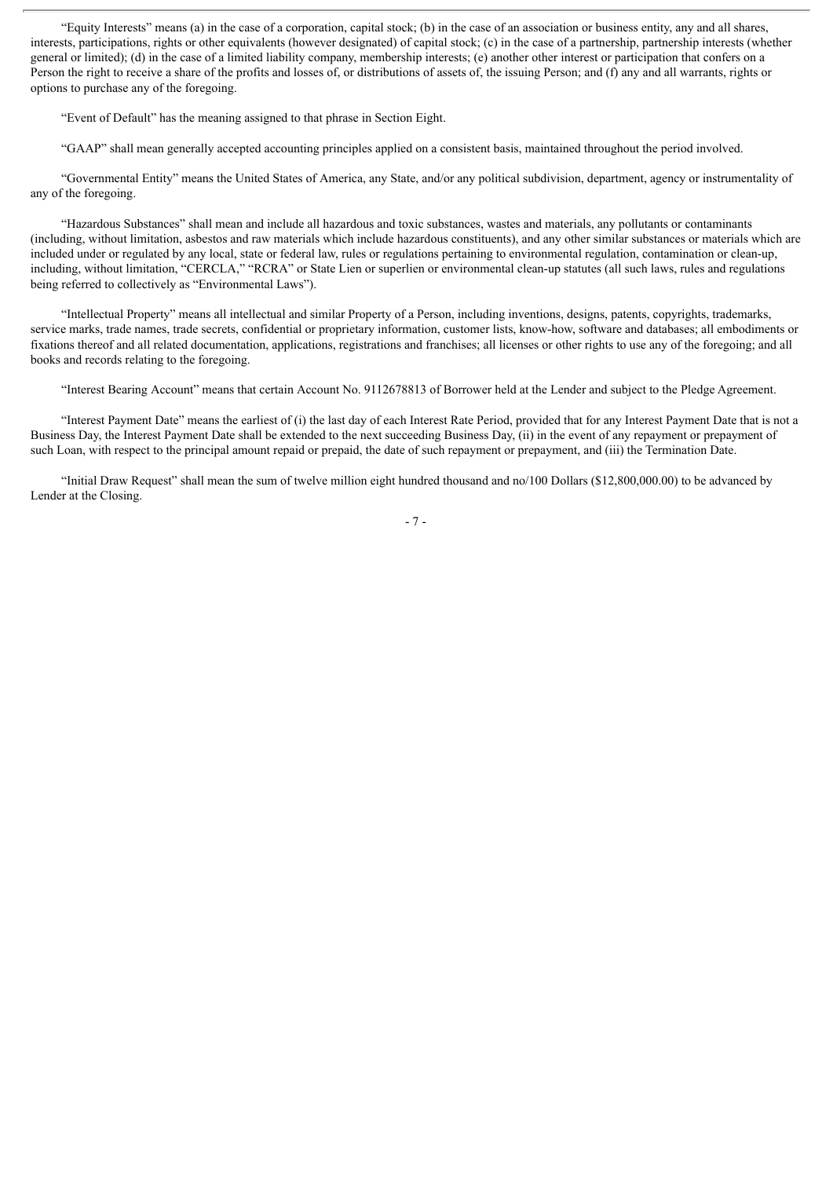"Equity Interests" means (a) in the case of a corporation, capital stock; (b) in the case of an association or business entity, any and all shares, interests, participations, rights or other equivalents (however designated) of capital stock; (c) in the case of a partnership, partnership interests (whether general or limited); (d) in the case of a limited liability company, membership interests; (e) another other interest or participation that confers on a Person the right to receive a share of the profits and losses of, or distributions of assets of, the issuing Person; and (f) any and all warrants, rights or options to purchase any of the foregoing.

"Event of Default" has the meaning assigned to that phrase in Section Eight.

"GAAP" shall mean generally accepted accounting principles applied on a consistent basis, maintained throughout the period involved.

"Governmental Entity" means the United States of America, any State, and/or any political subdivision, department, agency or instrumentality of any of the foregoing.

"Hazardous Substances" shall mean and include all hazardous and toxic substances, wastes and materials, any pollutants or contaminants (including, without limitation, asbestos and raw materials which include hazardous constituents), and any other similar substances or materials which are included under or regulated by any local, state or federal law, rules or regulations pertaining to environmental regulation, contamination or clean-up, including, without limitation, "CERCLA," "RCRA" or State Lien or superlien or environmental clean-up statutes (all such laws, rules and regulations being referred to collectively as "Environmental Laws").

"Intellectual Property" means all intellectual and similar Property of a Person, including inventions, designs, patents, copyrights, trademarks, service marks, trade names, trade secrets, confidential or proprietary information, customer lists, know-how, software and databases; all embodiments or fixations thereof and all related documentation, applications, registrations and franchises; all licenses or other rights to use any of the foregoing; and all books and records relating to the foregoing.

"Interest Bearing Account" means that certain Account No. 9112678813 of Borrower held at the Lender and subject to the Pledge Agreement.

"Interest Payment Date" means the earliest of (i) the last day of each Interest Rate Period, provided that for any Interest Payment Date that is not a Business Day, the Interest Payment Date shall be extended to the next succeeding Business Day, (ii) in the event of any repayment or prepayment of such Loan, with respect to the principal amount repaid or prepaid, the date of such repayment or prepayment, and (iii) the Termination Date.

"Initial Draw Request" shall mean the sum of twelve million eight hundred thousand and no/100 Dollars ($12,800,000.00) to be advanced by Lender at the Closing.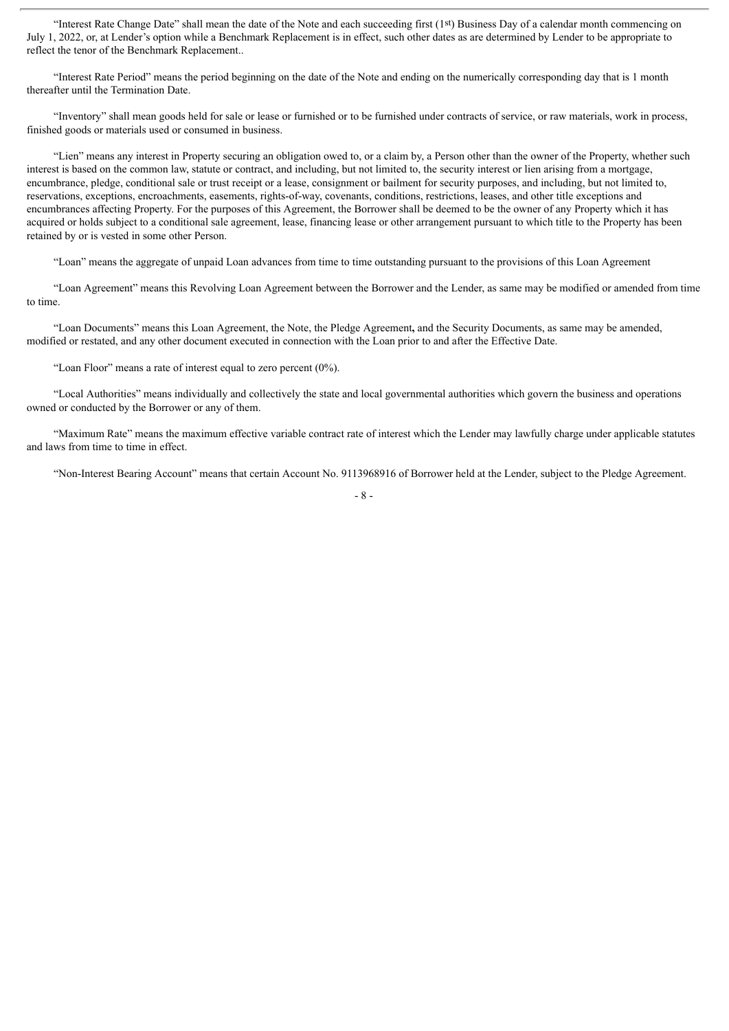"Interest Rate Change Date" shall mean the date of the Note and each succeeding first (1st) Business Day of a calendar month commencing on July 1, 2022, or, at Lender's option while a Benchmark Replacement is in effect, such other dates as are determined by Lender to be appropriate to reflect the tenor of the Benchmark Replacement..

"Interest Rate Period" means the period beginning on the date of the Note and ending on the numerically corresponding day that is 1 month thereafter until the Termination Date.

"Inventory" shall mean goods held for sale or lease or furnished or to be furnished under contracts of service, or raw materials, work in process, finished goods or materials used or consumed in business.

"Lien" means any interest in Property securing an obligation owed to, or a claim by, a Person other than the owner of the Property, whether such interest is based on the common law, statute or contract, and including, but not limited to, the security interest or lien arising from a mortgage, encumbrance, pledge, conditional sale or trust receipt or a lease, consignment or bailment for security purposes, and including, but not limited to, reservations, exceptions, encroachments, easements, rights-of-way, covenants, conditions, restrictions, leases, and other title exceptions and encumbrances affecting Property. For the purposes of this Agreement, the Borrower shall be deemed to be the owner of any Property which it has acquired or holds subject to a conditional sale agreement, lease, financing lease or other arrangement pursuant to which title to the Property has been retained by or is vested in some other Person.

"Loan" means the aggregate of unpaid Loan advances from time to time outstanding pursuant to the provisions of this Loan Agreement

"Loan Agreement" means this Revolving Loan Agreement between the Borrower and the Lender, as same may be modified or amended from time to time.

"Loan Documents" means this Loan Agreement, the Note, the Pledge Agreement**,** and the Security Documents, as same may be amended, modified or restated, and any other document executed in connection with the Loan prior to and after the Effective Date.

"Loan Floor" means a rate of interest equal to zero percent (0%).

"Local Authorities" means individually and collectively the state and local governmental authorities which govern the business and operations owned or conducted by the Borrower or any of them.

"Maximum Rate" means the maximum effective variable contract rate of interest which the Lender may lawfully charge under applicable statutes and laws from time to time in effect.

"Non-Interest Bearing Account" means that certain Account No. 9113968916 of Borrower held at the Lender, subject to the Pledge Agreement.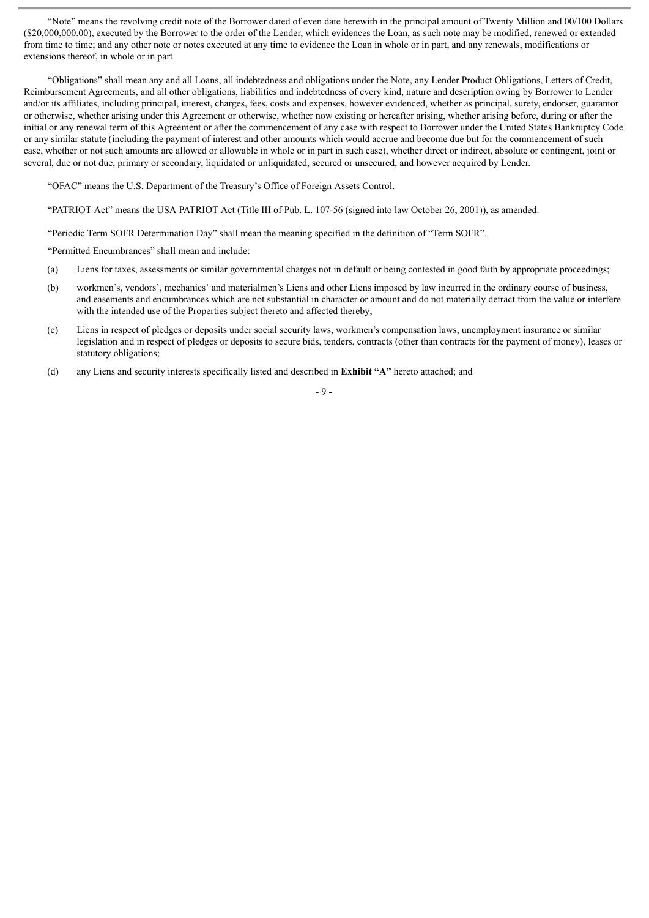"Note" means the revolving credit note of the Borrower dated of even date herewith in the principal amount of Twenty Million and 00/100 Dollars ($20,000,000.00), executed by the Borrower to the order of the Lender, which evidences the Loan, as such note may be modified, renewed or extended from time to time; and any other note or notes executed at any time to evidence the Loan in whole or in part, and any renewals, modifications or extensions thereof, in whole or in part.

"Obligations" shall mean any and all Loans, all indebtedness and obligations under the Note, any Lender Product Obligations, Letters of Credit, Reimbursement Agreements, and all other obligations, liabilities and indebtedness of every kind, nature and description owing by Borrower to Lender and/or its affiliates, including principal, interest, charges, fees, costs and expenses, however evidenced, whether as principal, surety, endorser, guarantor or otherwise, whether arising under this Agreement or otherwise, whether now existing or hereafter arising, whether arising before, during or after the initial or any renewal term of this Agreement or after the commencement of any case with respect to Borrower under the United States Bankruptcy Code or any similar statute (including the payment of interest and other amounts which would accrue and become due but for the commencement of such case, whether or not such amounts are allowed or allowable in whole or in part in such case), whether direct or indirect, absolute or contingent, joint or several, due or not due, primary or secondary, liquidated or unliquidated, secured or unsecured, and however acquired by Lender.

"OFAC" means the U.S. Department of the Treasury's Office of Foreign Assets Control.

"PATRIOT Act" means the USA PATRIOT Act (Title III of Pub. L. 107-56 (signed into law October 26, 2001)), as amended.

"Periodic Term SOFR Determination Day" shall mean the meaning specified in the definition of "Term SOFR".

"Permitted Encumbrances" shall mean and include:

(a) Liens for taxes, assessments or similar governmental charges not in default or being contested in good faith by appropriate proceedings;

(b) workmen's, vendors', mechanics' and materialmen's Liens and other Liens imposed by law incurred in the ordinary course of business, and easements and encumbrances which are not substantial in character or amount and do not materially detract from the value or interfere with the intended use of the Properties subject thereto and affected thereby;

(c) Liens in respect of pledges or deposits under social security laws, workmen's compensation laws, unemployment insurance or similar legislation and in respect of pledges or deposits to secure bids, tenders, contracts (other than contracts for the payment of money), leases or statutory obligations;

(d) any Liens and security interests specifically listed and described in **Exhibit "A"** hereto attached; and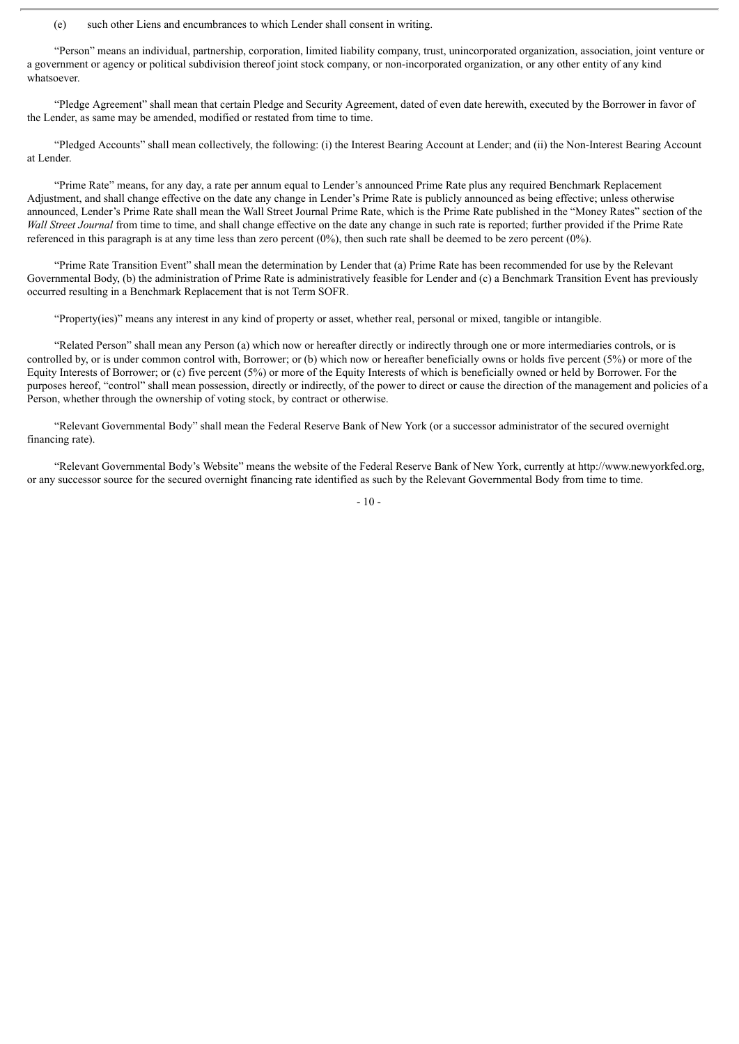(e) such other Liens and encumbrances to which Lender shall consent in writing.

"Person" means an individual, partnership, corporation, limited liability company, trust, unincorporated organization, association, joint venture or a government or agency or political subdivision thereof joint stock company, or non-incorporated organization, or any other entity of any kind whatsoever.

"Pledge Agreement" shall mean that certain Pledge and Security Agreement, dated of even date herewith, executed by the Borrower in favor of the Lender, as same may be amended, modified or restated from time to time.

"Pledged Accounts" shall mean collectively, the following: (i) the Interest Bearing Account at Lender; and (ii) the Non-Interest Bearing Account at Lender.

"Prime Rate" means, for any day, a rate per annum equal to Lender's announced Prime Rate plus any required Benchmark Replacement Adjustment, and shall change effective on the date any change in Lender's Prime Rate is publicly announced as being effective; unless otherwise announced, Lender's Prime Rate shall mean the Wall Street Journal Prime Rate, which is the Prime Rate published in the "Money Rates" section of the *Wall Street Journal* from time to time, and shall change effective on the date any change in such rate is reported; further provided if the Prime Rate referenced in this paragraph is at any time less than zero percent (0%), then such rate shall be deemed to be zero percent (0%).

"Prime Rate Transition Event" shall mean the determination by Lender that (a) Prime Rate has been recommended for use by the Relevant Governmental Body, (b) the administration of Prime Rate is administratively feasible for Lender and (c) a Benchmark Transition Event has previously occurred resulting in a Benchmark Replacement that is not Term SOFR.

"Property(ies)" means any interest in any kind of property or asset, whether real, personal or mixed, tangible or intangible.

"Related Person" shall mean any Person (a) which now or hereafter directly or indirectly through one or more intermediaries controls, or is controlled by, or is under common control with, Borrower; or (b) which now or hereafter beneficially owns or holds five percent (5%) or more of the Equity Interests of Borrower; or (c) five percent (5%) or more of the Equity Interests of which is beneficially owned or held by Borrower. For the purposes hereof, "control" shall mean possession, directly or indirectly, of the power to direct or cause the direction of the management and policies of a Person, whether through the ownership of voting stock, by contract or otherwise.

"Relevant Governmental Body" shall mean the Federal Reserve Bank of New York (or a successor administrator of the secured overnight financing rate).

"Relevant Governmental Body's Website" means the website of the Federal Reserve Bank of New York, currently at http://www.newyorkfed.org, or any successor source for the secured overnight financing rate identified as such by the Relevant Governmental Body from time to time.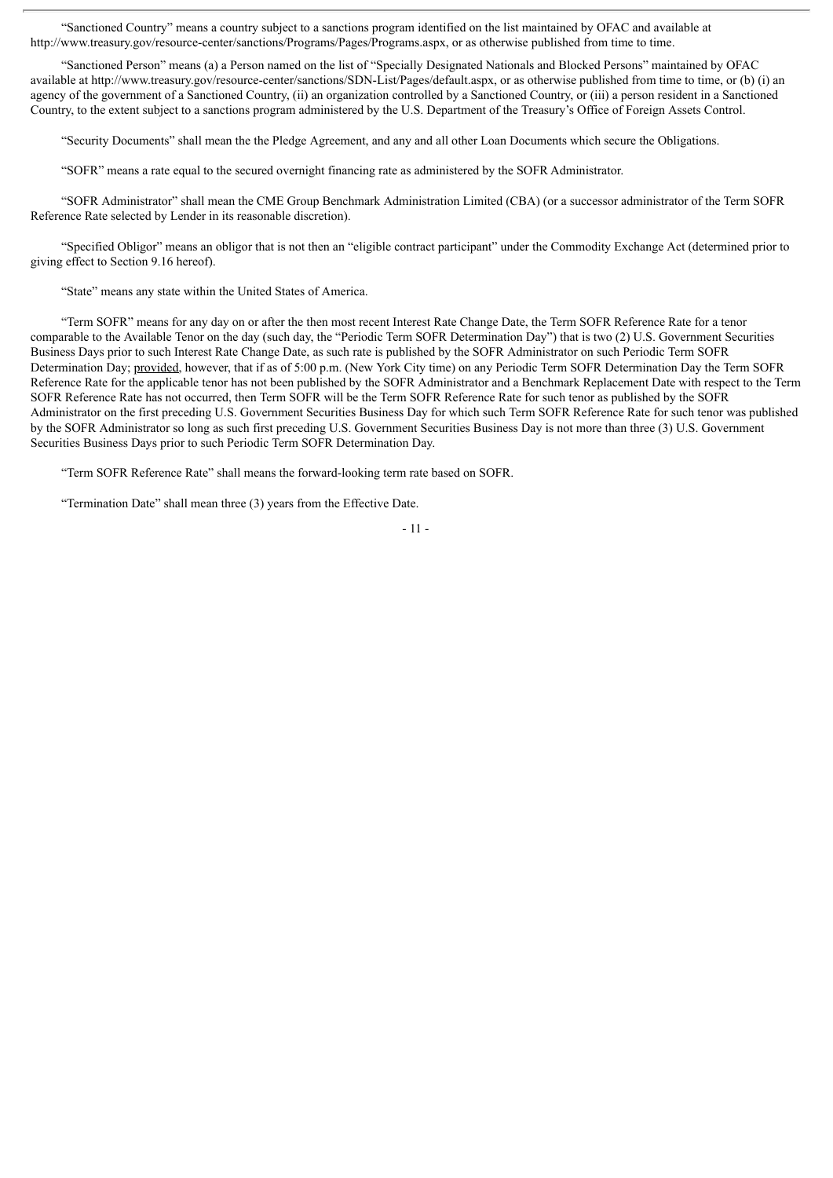"Sanctioned Country" means a country subject to a sanctions program identified on the list maintained by OFAC and available at http://www.treasury.gov/resource-center/sanctions/Programs/Pages/Programs.aspx, or as otherwise published from time to time.

"Sanctioned Person" means (a) a Person named on the list of "Specially Designated Nationals and Blocked Persons" maintained by OFAC available at http://www.treasury.gov/resource-center/sanctions/SDN-List/Pages/default.aspx, or as otherwise published from time to time, or (b) (i) an agency of the government of a Sanctioned Country, (ii) an organization controlled by a Sanctioned Country, or (iii) a person resident in a Sanctioned Country, to the extent subject to a sanctions program administered by the U.S. Department of the Treasury's Office of Foreign Assets Control.

"Security Documents" shall mean the the Pledge Agreement, and any and all other Loan Documents which secure the Obligations.

"SOFR" means a rate equal to the secured overnight financing rate as administered by the SOFR Administrator.

"SOFR Administrator" shall mean the CME Group Benchmark Administration Limited (CBA) (or a successor administrator of the Term SOFR Reference Rate selected by Lender in its reasonable discretion).

"Specified Obligor" means an obligor that is not then an "eligible contract participant" under the Commodity Exchange Act (determined prior to giving effect to Section 9.16 hereof).

"State" means any state within the United States of America.

"Term SOFR" means for any day on or after the then most recent Interest Rate Change Date, the Term SOFR Reference Rate for a tenor comparable to the Available Tenor on the day (such day, the "Periodic Term SOFR Determination Day") that is two (2) U.S. Government Securities Business Days prior to such Interest Rate Change Date, as such rate is published by the SOFR Administrator on such Periodic Term SOFR Determination Day; provided, however, that if as of 5:00 p.m. (New York City time) on any Periodic Term SOFR Determination Day the Term SOFR Reference Rate for the applicable tenor has not been published by the SOFR Administrator and a Benchmark Replacement Date with respect to the Term SOFR Reference Rate has not occurred, then Term SOFR will be the Term SOFR Reference Rate for such tenor as published by the SOFR Administrator on the first preceding U.S. Government Securities Business Day for which such Term SOFR Reference Rate for such tenor was published by the SOFR Administrator so long as such first preceding U.S. Government Securities Business Day is not more than three (3) U.S. Government Securities Business Days prior to such Periodic Term SOFR Determination Day.

"Term SOFR Reference Rate" shall means the forward-looking term rate based on SOFR.

"Termination Date" shall mean three (3) years from the Effective Date.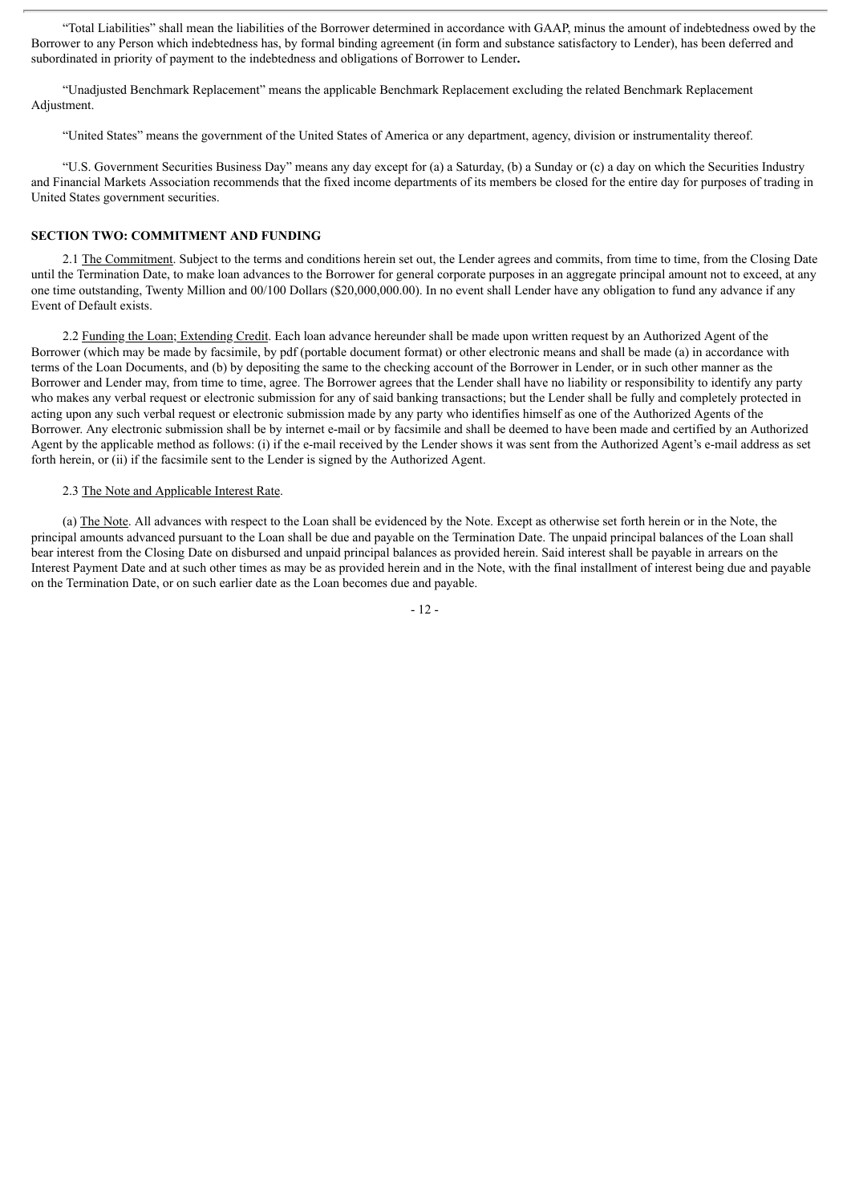"Total Liabilities" shall mean the liabilities of the Borrower determined in accordance with GAAP, minus the amount of indebtedness owed by the Borrower to any Person which indebtedness has, by formal binding agreement (in form and substance satisfactory to Lender), has been deferred and subordinated in priority of payment to the indebtedness and obligations of Borrower to Lender**.**

"Unadjusted Benchmark Replacement" means the applicable Benchmark Replacement excluding the related Benchmark Replacement Adjustment.

"United States" means the government of the United States of America or any department, agency, division or instrumentality thereof.

"U.S. Government Securities Business Day" means any day except for (a) a Saturday, (b) a Sunday or (c) a day on which the Securities Industry and Financial Markets Association recommends that the fixed income departments of its members be closed for the entire day for purposes of trading in United States government securities.

**SECTION TWO: COMMITMENT AND FUNDING**

2.1 The Commitment. Subject to the terms and conditions herein set out, the Lender agrees and commits, from time to time, from the Closing Date until the Termination Date, to make loan advances to the Borrower for general corporate purposes in an aggregate principal amount not to exceed, at any one time outstanding, Twenty Million and 00/100 Dollars ($20,000,000.00). In no event shall Lender have any obligation to fund any advance if any Event of Default exists.

2.2 Funding the Loan; Extending Credit. Each loan advance hereunder shall be made upon written request by an Authorized Agent of the Borrower (which may be made by facsimile, by pdf (portable document format) or other electronic means and shall be made (a) in accordance with terms of the Loan Documents, and (b) by depositing the same to the checking account of the Borrower in Lender, or in such other manner as the Borrower and Lender may, from time to time, agree. The Borrower agrees that the Lender shall have no liability or responsibility to identify any party who makes any verbal request or electronic submission for any of said banking transactions; but the Lender shall be fully and completely protected in acting upon any such verbal request or electronic submission made by any party who identifies himself as one of the Authorized Agents of the Borrower. Any electronic submission shall be by internet e-mail or by facsimile and shall be deemed to have been made and certified by an Authorized Agent by the applicable method as follows: (i) if the e-mail received by the Lender shows it was sent from the Authorized Agent's e-mail address as set forth herein, or (ii) if the facsimile sent to the Lender is signed by the Authorized Agent.

2.3 The Note and Applicable Interest Rate.

(a) The Note. All advances with respect to the Loan shall be evidenced by the Note. Except as otherwise set forth herein or in the Note, the principal amounts advanced pursuant to the Loan shall be due and payable on the Termination Date. The unpaid principal balances of the Loan shall bear interest from the Closing Date on disbursed and unpaid principal balances as provided herein. Said interest shall be payable in arrears on the Interest Payment Date and at such other times as may be as provided herein and in the Note, with the final installment of interest being due and payable on the Termination Date, or on such earlier date as the Loan becomes due and payable.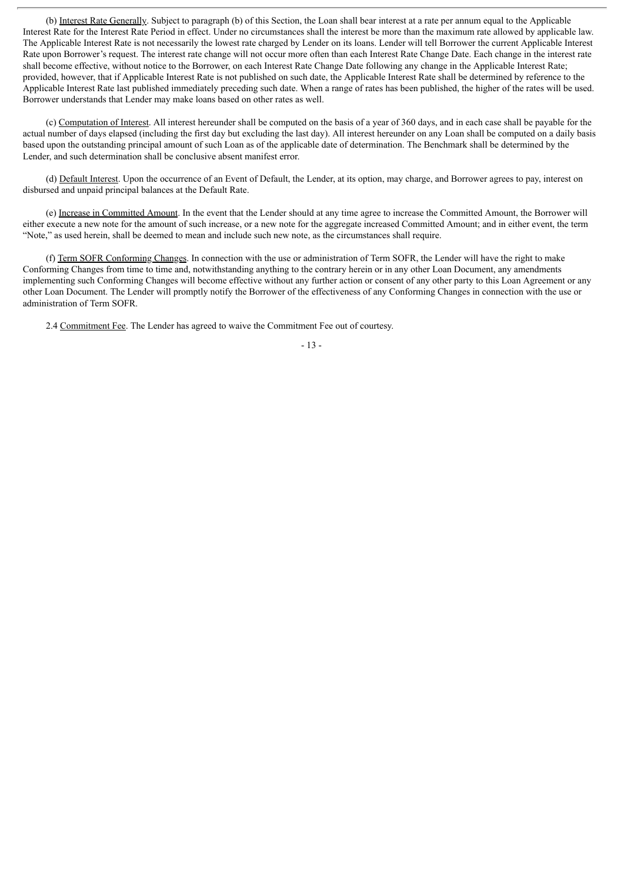(b) <u>Interest Rate Generally</u>. Subject to paragraph (b) of this Section, the Loan shall bear interest at a rate per annum equal to the Applicable Interest Rate for the Interest Rate Period in effect. Under no circumstances shall the interest be more than the maximum rate allowed by applicable law. The Applicable Interest Rate is not necessarily the lowest rate charged by Lender on its loans. Lender will tell Borrower the current Applicable Interest Rate upon Borrower's request. The interest rate change will not occur more often than each Interest Rate Change Date. Each change in the interest rate shall become effective, without notice to the Borrower, on each Interest Rate Change Date following any change in the Applicable Interest Rate; provided, however, that if Applicable Interest Rate is not published on such date, the Applicable Interest Rate shall be determined by reference to the Applicable Interest Rate last published immediately preceding such date. When a range of rates has been published, the higher of the rates will be used. Borrower understands that Lender may make loans based on other rates as well.

(c) <u>Computation of Interest</u>. All interest hereunder shall be computed on the basis of a year of 360 days, and in each case shall be payable for the actual number of days elapsed (including the first day but excluding the last day). All interest hereunder on any Loan shall be computed on a daily basis based upon the outstanding principal amount of such Loan as of the applicable date of determination. The Benchmark shall be determined by the Lender, and such determination shall be conclusive absent manifest error.

(d) <u>Default Interest</u>. Upon the occurrence of an Event of Default, the Lender, at its option, may charge, and Borrower agrees to pay, interest on disbursed and unpaid principal balances at the Default Rate.

(e) <u>Increase in Committed Amount</u>. In the event that the Lender should at any time agree to increase the Committed Amount, the Borrower will either execute a new note for the amount of such increase, or a new note for the aggregate increased Committed Amount; and in either event, the term "Note," as used herein, shall be deemed to mean and include such new note, as the circumstances shall require.

(f) <u>Term SOFR Conforming Changes</u>. In connection with the use or administration of Term SOFR, the Lender will have the right to make Conforming Changes from time to time and, notwithstanding anything to the contrary herein or in any other Loan Document, any amendments implementing such Conforming Changes will become effective without any further action or consent of any other party to this Loan Agreement or any other Loan Document. The Lender will promptly notify the Borrower of the effectiveness of any Conforming Changes in connection with the use or administration of Term SOFR.

2.4 <u>Commitment Fee</u>. The Lender has agreed to waive the Commitment Fee out of courtesy.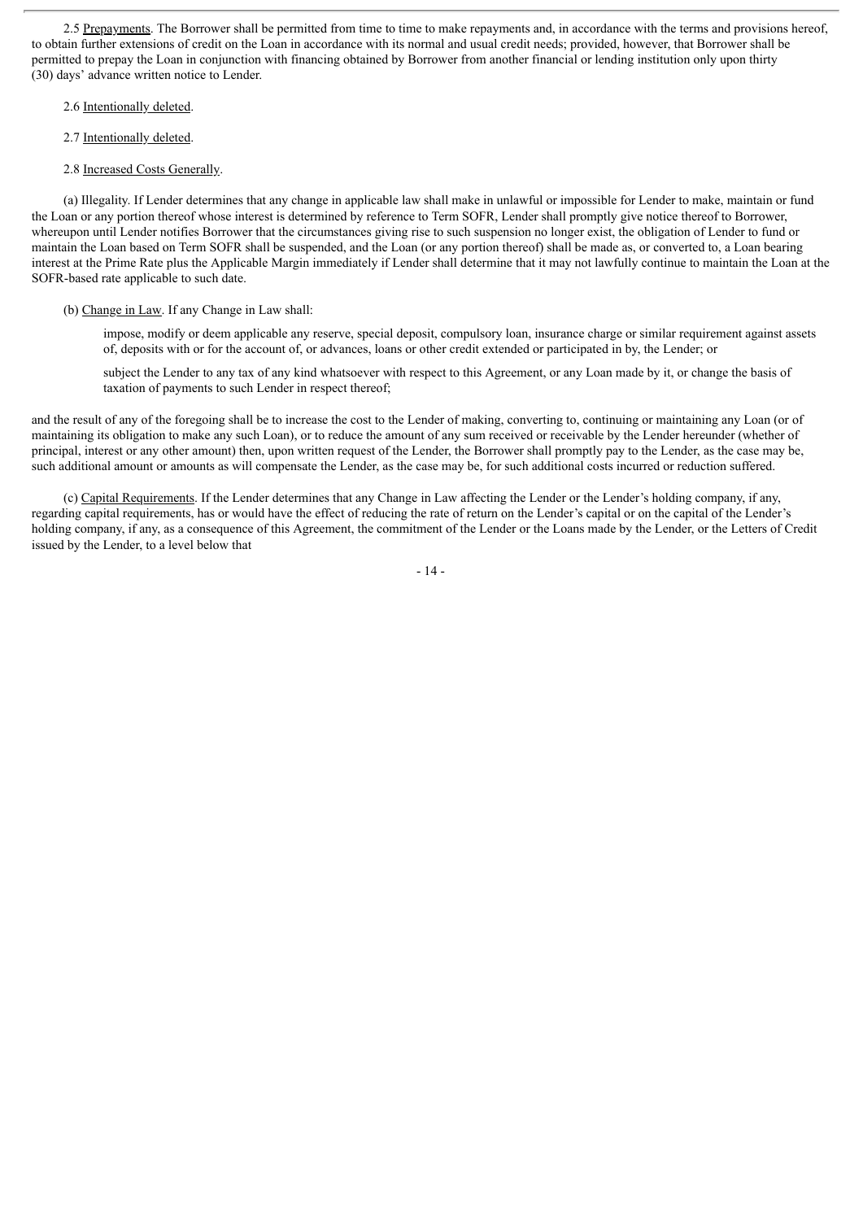2.5 <u>Prepayments</u>. The Borrower shall be permitted from time to time to make repayments and, in accordance with the terms and provisions hereof, to obtain further extensions of credit on the Loan in accordance with its normal and usual credit needs; provided, however, that Borrower shall be permitted to prepay the Loan in conjunction with financing obtained by Borrower from another financial or lending institution only upon thirty (30) days' advance written notice to Lender.

2.6 <u>Intentionally deleted</u>.

2.7 <u>Intentionally deleted</u>.

2.8 <u>Increased Costs Generally</u>.

(a) Illegality. If Lender determines that any change in applicable law shall make in unlawful or impossible for Lender to make, maintain or fund the Loan or any portion thereof whose interest is determined by reference to Term SOFR, Lender shall promptly give notice thereof to Borrower, whereupon until Lender notifies Borrower that the circumstances giving rise to such suspension no longer exist, the obligation of Lender to fund or maintain the Loan based on Term SOFR shall be suspended, and the Loan (or any portion thereof) shall be made as, or converted to, a Loan bearing interest at the Prime Rate plus the Applicable Margin immediately if Lender shall determine that it may not lawfully continue to maintain the Loan at the SOFR-based rate applicable to such date.

(b) <u>Change in Law</u>. If any Change in Law shall:

impose, modify or deem applicable any reserve, special deposit, compulsory loan, insurance charge or similar requirement against assets of, deposits with or for the account of, or advances, loans or other credit extended or participated in by, the Lender; or

subject the Lender to any tax of any kind whatsoever with respect to this Agreement, or any Loan made by it, or change the basis of taxation of payments to such Lender in respect thereof;

and the result of any of the foregoing shall be to increase the cost to the Lender of making, converting to, continuing or maintaining any Loan (or of maintaining its obligation to make any such Loan), or to reduce the amount of any sum received or receivable by the Lender hereunder (whether of principal, interest or any other amount) then, upon written request of the Lender, the Borrower shall promptly pay to the Lender, as the case may be, such additional amount or amounts as will compensate the Lender, as the case may be, for such additional costs incurred or reduction suffered.

(c) <u>Capital Requirements</u>. If the Lender determines that any Change in Law affecting the Lender or the Lender's holding company, if any, regarding capital requirements, has or would have the effect of reducing the rate of return on the Lender's capital or on the capital of the Lender's holding company, if any, as a consequence of this Agreement, the commitment of the Lender or the Loans made by the Lender, or the Letters of Credit issued by the Lender, to a level below that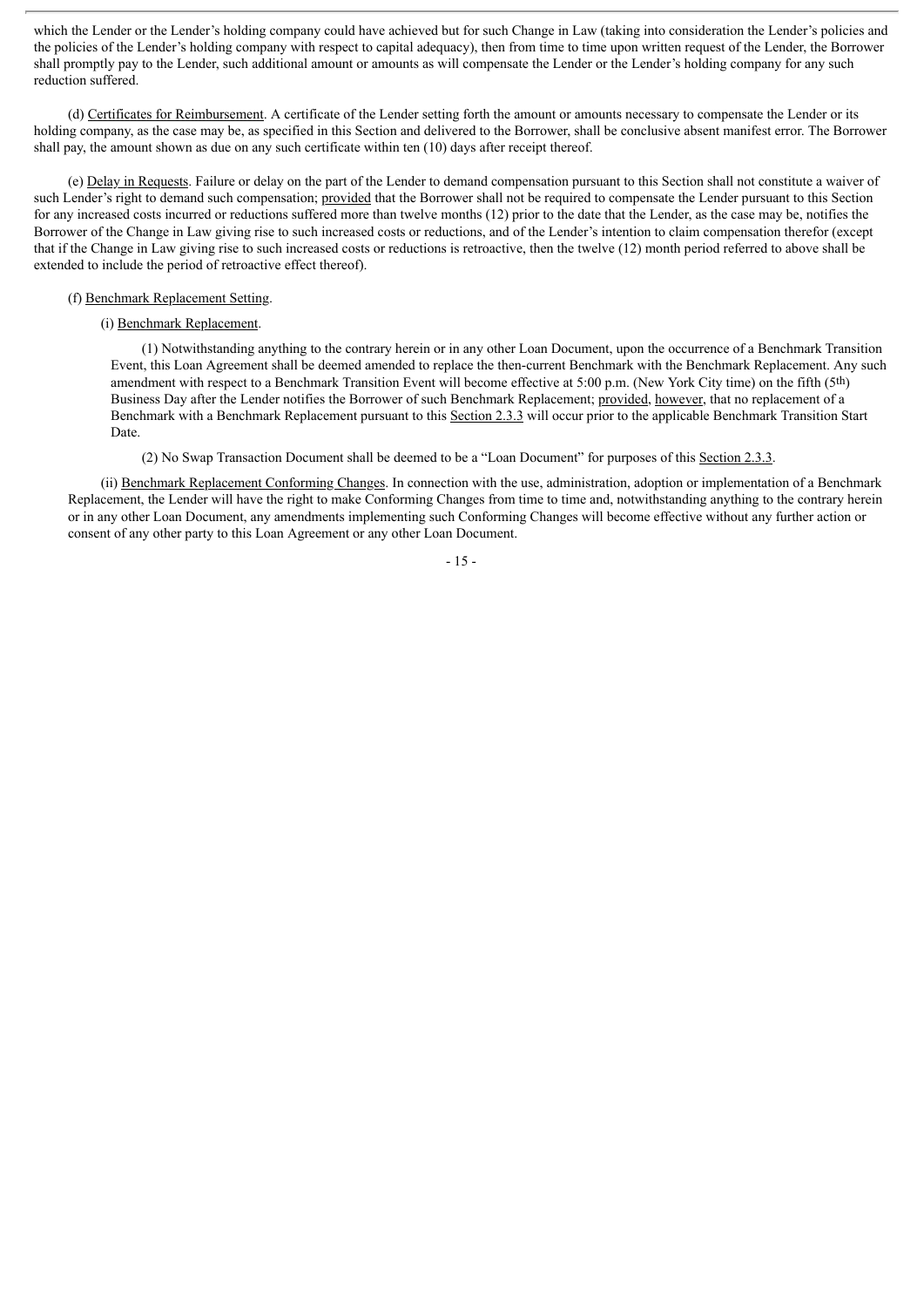which the Lender or the Lender's holding company could have achieved but for such Change in Law (taking into consideration the Lender's policies and the policies of the Lender's holding company with respect to capital adequacy), then from time to time upon written request of the Lender, the Borrower shall promptly pay to the Lender, such additional amount or amounts as will compensate the Lender or the Lender's holding company for any such reduction suffered.

(d) Certificates for Reimbursement. A certificate of the Lender setting forth the amount or amounts necessary to compensate the Lender or its holding company, as the case may be, as specified in this Section and delivered to the Borrower, shall be conclusive absent manifest error. The Borrower shall pay, the amount shown as due on any such certificate within ten (10) days after receipt thereof.

(e) Delay in Requests. Failure or delay on the part of the Lender to demand compensation pursuant to this Section shall not constitute a waiver of such Lender's right to demand such compensation; provided that the Borrower shall not be required to compensate the Lender pursuant to this Section for any increased costs incurred or reductions suffered more than twelve months (12) prior to the date that the Lender, as the case may be, notifies the Borrower of the Change in Law giving rise to such increased costs or reductions, and of the Lender's intention to claim compensation therefor (except that if the Change in Law giving rise to such increased costs or reductions is retroactive, then the twelve (12) month period referred to above shall be extended to include the period of retroactive effect thereof).

(f) Benchmark Replacement Setting.

(i) Benchmark Replacement.

(1) Notwithstanding anything to the contrary herein or in any other Loan Document, upon the occurrence of a Benchmark Transition Event, this Loan Agreement shall be deemed amended to replace the then-current Benchmark with the Benchmark Replacement. Any such amendment with respect to a Benchmark Transition Event will become effective at 5:00 p.m. (New York City time) on the fifth (5th) Business Day after the Lender notifies the Borrower of such Benchmark Replacement; provided, however, that no replacement of a Benchmark with a Benchmark Replacement pursuant to this Section 2.3.3 will occur prior to the applicable Benchmark Transition Start Date.

(2) No Swap Transaction Document shall be deemed to be a "Loan Document" for purposes of this Section 2.3.3.

(ii) Benchmark Replacement Conforming Changes. In connection with the use, administration, adoption or implementation of a Benchmark Replacement, the Lender will have the right to make Conforming Changes from time to time and, notwithstanding anything to the contrary herein or in any other Loan Document, any amendments implementing such Conforming Changes will become effective without any further action or consent of any other party to this Loan Agreement or any other Loan Document.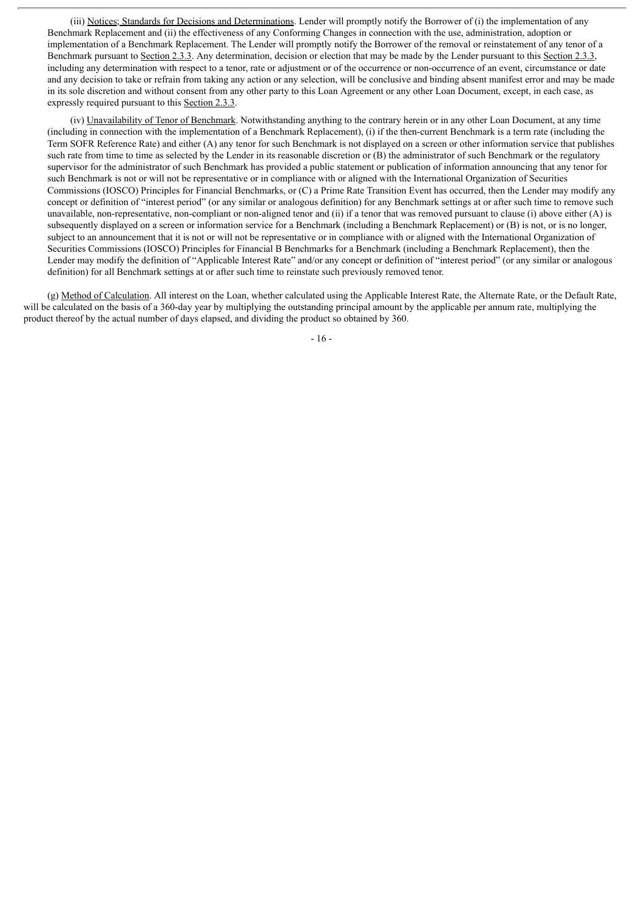(iii) Notices; Standards for Decisions and Determinations. Lender will promptly notify the Borrower of (i) the implementation of any Benchmark Replacement and (ii) the effectiveness of any Conforming Changes in connection with the use, administration, adoption or implementation of a Benchmark Replacement. The Lender will promptly notify the Borrower of the removal or reinstatement of any tenor of a Benchmark pursuant to Section 2.3.3. Any determination, decision or election that may be made by the Lender pursuant to this Section 2.3.3, including any determination with respect to a tenor, rate or adjustment or of the occurrence or non-occurrence of an event, circumstance or date and any decision to take or refrain from taking any action or any selection, will be conclusive and binding absent manifest error and may be made in its sole discretion and without consent from any other party to this Loan Agreement or any other Loan Document, except, in each case, as expressly required pursuant to this Section 2.3.3.

(iv) Unavailability of Tenor of Benchmark. Notwithstanding anything to the contrary herein or in any other Loan Document, at any time (including in connection with the implementation of a Benchmark Replacement), (i) if the then-current Benchmark is a term rate (including the Term SOFR Reference Rate) and either (A) any tenor for such Benchmark is not displayed on a screen or other information service that publishes such rate from time to time as selected by the Lender in its reasonable discretion or (B) the administrator of such Benchmark or the regulatory supervisor for the administrator of such Benchmark has provided a public statement or publication of information announcing that any tenor for such Benchmark is not or will not be representative or in compliance with or aligned with the International Organization of Securities Commissions (IOSCO) Principles for Financial Benchmarks, or (C) a Prime Rate Transition Event has occurred, then the Lender may modify any concept or definition of "interest period" (or any similar or analogous definition) for any Benchmark settings at or after such time to remove such unavailable, non-representative, non-compliant or non-aligned tenor and (ii) if a tenor that was removed pursuant to clause (i) above either (A) is subsequently displayed on a screen or information service for a Benchmark (including a Benchmark Replacement) or (B) is not, or is no longer, subject to an announcement that it is not or will not be representative or in compliance with or aligned with the International Organization of Securities Commissions (IOSCO) Principles for Financial B Benchmarks for a Benchmark (including a Benchmark Replacement), then the Lender may modify the definition of "Applicable Interest Rate" and/or any concept or definition of "interest period" (or any similar or analogous definition) for all Benchmark settings at or after such time to reinstate such previously removed tenor.

(g) Method of Calculation. All interest on the Loan, whether calculated using the Applicable Interest Rate, the Alternate Rate, or the Default Rate, will be calculated on the basis of a 360-day year by multiplying the outstanding principal amount by the applicable per annum rate, multiplying the product thereof by the actual number of days elapsed, and dividing the product so obtained by 360.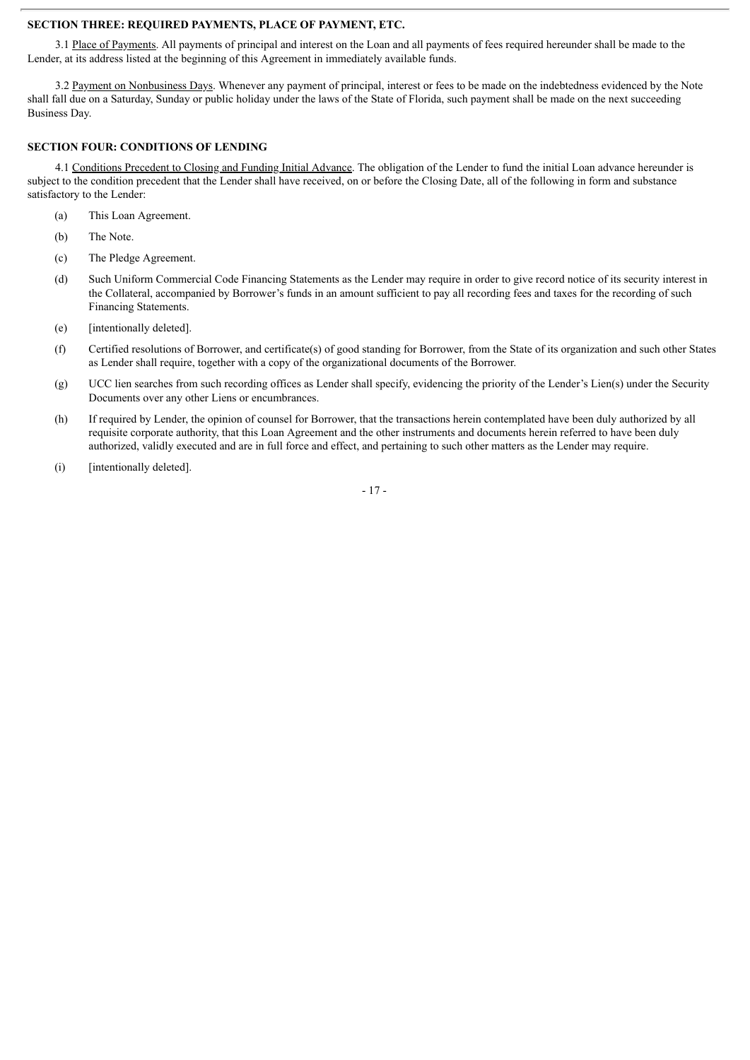**SECTION THREE: REQUIRED PAYMENTS, PLACE OF PAYMENT, ETC.**

3.1 Place of Payments. All payments of principal and interest on the Loan and all payments of fees required hereunder shall be made to the Lender, at its address listed at the beginning of this Agreement in immediately available funds.

3.2 Payment on Nonbusiness Days. Whenever any payment of principal, interest or fees to be made on the indebtedness evidenced by the Note shall fall due on a Saturday, Sunday or public holiday under the laws of the State of Florida, such payment shall be made on the next succeeding Business Day.

**SECTION FOUR: CONDITIONS OF LENDING**

4.1 Conditions Precedent to Closing and Funding Initial Advance. The obligation of the Lender to fund the initial Loan advance hereunder is subject to the condition precedent that the Lender shall have received, on or before the Closing Date, all of the following in form and substance satisfactory to the Lender:

(a) This Loan Agreement.

(b) The Note.

(c) The Pledge Agreement.

(d) Such Uniform Commercial Code Financing Statements as the Lender may require in order to give record notice of its security interest in the Collateral, accompanied by Borrower's funds in an amount sufficient to pay all recording fees and taxes for the recording of such Financing Statements.

(e) [intentionally deleted].

(f) Certified resolutions of Borrower, and certificate(s) of good standing for Borrower, from the State of its organization and such other States as Lender shall require, together with a copy of the organizational documents of the Borrower.

(g) UCC lien searches from such recording offices as Lender shall specify, evidencing the priority of the Lender's Lien(s) under the Security Documents over any other Liens or encumbrances.

(h) If required by Lender, the opinion of counsel for Borrower, that the transactions herein contemplated have been duly authorized by all requisite corporate authority, that this Loan Agreement and the other instruments and documents herein referred to have been duly authorized, validly executed and are in full force and effect, and pertaining to such other matters as the Lender may require.

(i) [intentionally deleted].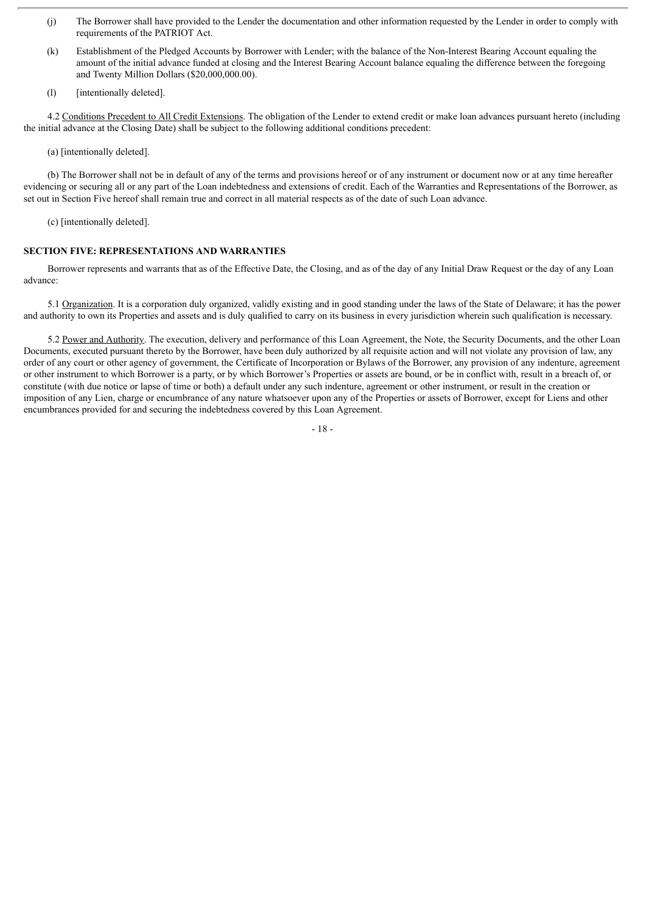(j) The Borrower shall have provided to the Lender the documentation and other information requested by the Lender in order to comply with requirements of the PATRIOT Act.

(k) Establishment of the Pledged Accounts by Borrower with Lender; with the balance of the Non-Interest Bearing Account equaling the amount of the initial advance funded at closing and the Interest Bearing Account balance equaling the difference between the foregoing and Twenty Million Dollars ($20,000,000.00).

(l) [intentionally deleted].

4.2 Conditions Precedent to All Credit Extensions. The obligation of the Lender to extend credit or make loan advances pursuant hereto (including the initial advance at the Closing Date) shall be subject to the following additional conditions precedent:

(a) [intentionally deleted].

(b) The Borrower shall not be in default of any of the terms and provisions hereof or of any instrument or document now or at any time hereafter evidencing or securing all or any part of the Loan indebtedness and extensions of credit. Each of the Warranties and Representations of the Borrower, as set out in Section Five hereof shall remain true and correct in all material respects as of the date of such Loan advance.

(c) [intentionally deleted].

**SECTION FIVE: REPRESENTATIONS AND WARRANTIES**

Borrower represents and warrants that as of the Effective Date, the Closing, and as of the day of any Initial Draw Request or the day of any Loan advance:

5.1 Organization. It is a corporation duly organized, validly existing and in good standing under the laws of the State of Delaware; it has the power and authority to own its Properties and assets and is duly qualified to carry on its business in every jurisdiction wherein such qualification is necessary.

5.2 Power and Authority. The execution, delivery and performance of this Loan Agreement, the Note, the Security Documents, and the other Loan Documents, executed pursuant thereto by the Borrower, have been duly authorized by all requisite action and will not violate any provision of law, any order of any court or other agency of government, the Certificate of Incorporation or Bylaws of the Borrower, any provision of any indenture, agreement or other instrument to which Borrower is a party, or by which Borrower's Properties or assets are bound, or be in conflict with, result in a breach of, or constitute (with due notice or lapse of time or both) a default under any such indenture, agreement or other instrument, or result in the creation or imposition of any Lien, charge or encumbrance of any nature whatsoever upon any of the Properties or assets of Borrower, except for Liens and other encumbrances provided for and securing the indebtedness covered by this Loan Agreement.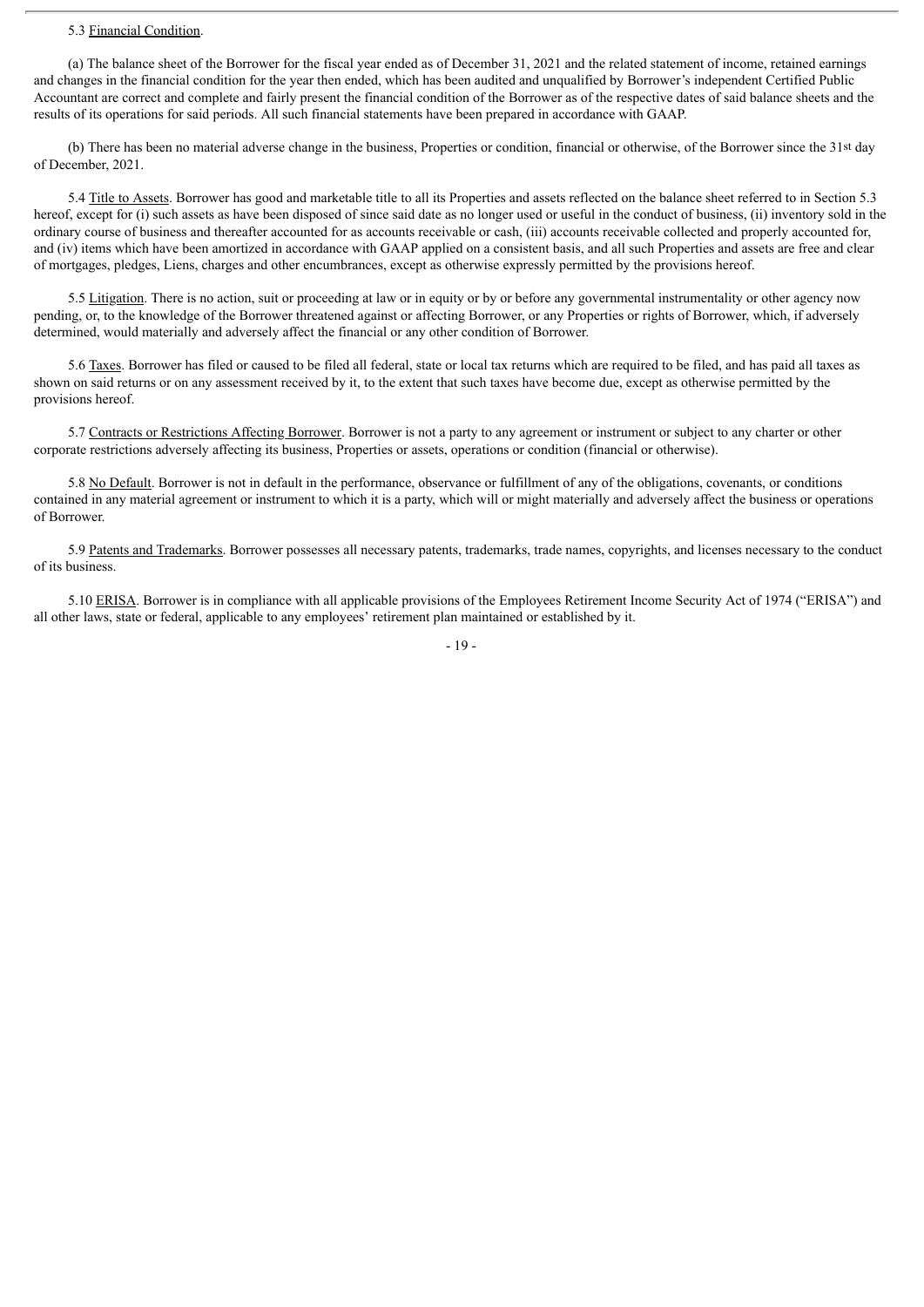5.3 Financial Condition.

(a) The balance sheet of the Borrower for the fiscal year ended as of December 31, 2021 and the related statement of income, retained earnings and changes in the financial condition for the year then ended, which has been audited and unqualified by Borrower's independent Certified Public Accountant are correct and complete and fairly present the financial condition of the Borrower as of the respective dates of said balance sheets and the results of its operations for said periods. All such financial statements have been prepared in accordance with GAAP.

(b) There has been no material adverse change in the business, Properties or condition, financial or otherwise, of the Borrower since the 31st day of December, 2021.

5.4 Title to Assets. Borrower has good and marketable title to all its Properties and assets reflected on the balance sheet referred to in Section 5.3 hereof, except for (i) such assets as have been disposed of since said date as no longer used or useful in the conduct of business, (ii) inventory sold in the ordinary course of business and thereafter accounted for as accounts receivable or cash, (iii) accounts receivable collected and properly accounted for, and (iv) items which have been amortized in accordance with GAAP applied on a consistent basis, and all such Properties and assets are free and clear of mortgages, pledges, Liens, charges and other encumbrances, except as otherwise expressly permitted by the provisions hereof.

5.5 Litigation. There is no action, suit or proceeding at law or in equity or by or before any governmental instrumentality or other agency now pending, or, to the knowledge of the Borrower threatened against or affecting Borrower, or any Properties or rights of Borrower, which, if adversely determined, would materially and adversely affect the financial or any other condition of Borrower.

5.6 Taxes. Borrower has filed or caused to be filed all federal, state or local tax returns which are required to be filed, and has paid all taxes as shown on said returns or on any assessment received by it, to the extent that such taxes have become due, except as otherwise permitted by the provisions hereof.

5.7 Contracts or Restrictions Affecting Borrower. Borrower is not a party to any agreement or instrument or subject to any charter or other corporate restrictions adversely affecting its business, Properties or assets, operations or condition (financial or otherwise).

5.8 No Default. Borrower is not in default in the performance, observance or fulfillment of any of the obligations, covenants, or conditions contained in any material agreement or instrument to which it is a party, which will or might materially and adversely affect the business or operations of Borrower.

5.9 Patents and Trademarks. Borrower possesses all necessary patents, trademarks, trade names, copyrights, and licenses necessary to the conduct of its business.

5.10 ERISA. Borrower is in compliance with all applicable provisions of the Employees Retirement Income Security Act of 1974 ("ERISA") and all other laws, state or federal, applicable to any employees' retirement plan maintained or established by it.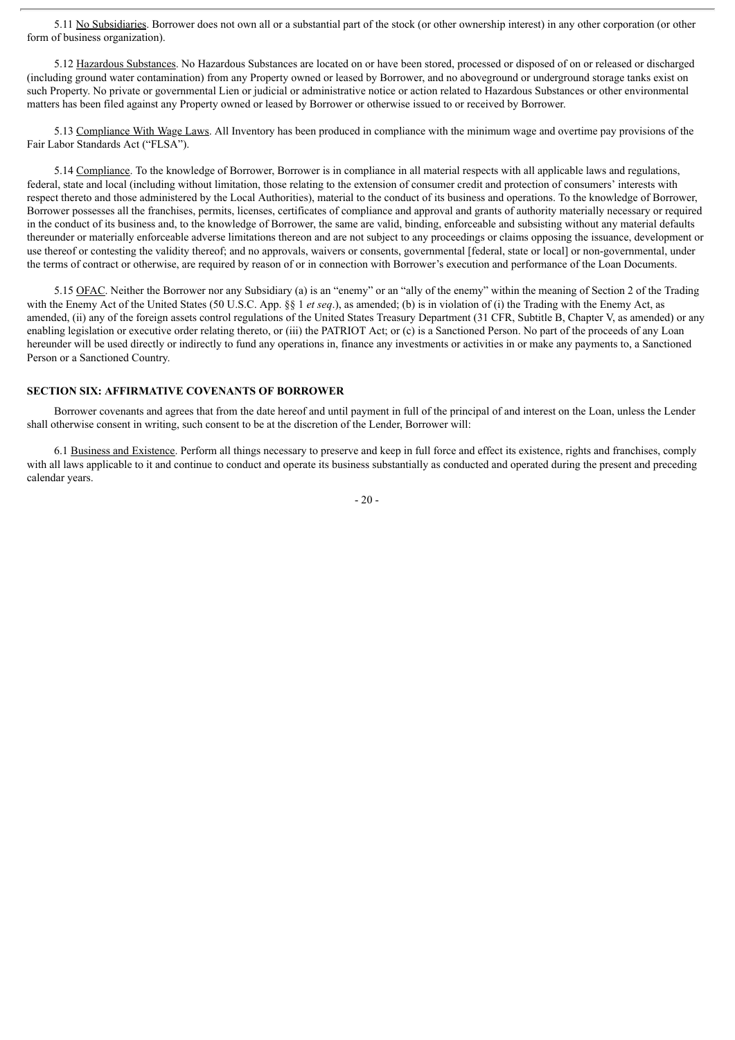5.11 No Subsidiaries. Borrower does not own all or a substantial part of the stock (or other ownership interest) in any other corporation (or other form of business organization).

5.12 Hazardous Substances. No Hazardous Substances are located on or have been stored, processed or disposed of on or released or discharged (including ground water contamination) from any Property owned or leased by Borrower, and no aboveground or underground storage tanks exist on such Property. No private or governmental Lien or judicial or administrative notice or action related to Hazardous Substances or other environmental matters has been filed against any Property owned or leased by Borrower or otherwise issued to or received by Borrower.

5.13 Compliance With Wage Laws. All Inventory has been produced in compliance with the minimum wage and overtime pay provisions of the Fair Labor Standards Act ("FLSA").

5.14 Compliance. To the knowledge of Borrower, Borrower is in compliance in all material respects with all applicable laws and regulations, federal, state and local (including without limitation, those relating to the extension of consumer credit and protection of consumers' interests with respect thereto and those administered by the Local Authorities), material to the conduct of its business and operations. To the knowledge of Borrower, Borrower possesses all the franchises, permits, licenses, certificates of compliance and approval and grants of authority materially necessary or required in the conduct of its business and, to the knowledge of Borrower, the same are valid, binding, enforceable and subsisting without any material defaults thereunder or materially enforceable adverse limitations thereon and are not subject to any proceedings or claims opposing the issuance, development or use thereof or contesting the validity thereof; and no approvals, waivers or consents, governmental [federal, state or local] or non-governmental, under the terms of contract or otherwise, are required by reason of or in connection with Borrower's execution and performance of the Loan Documents.

5.15 OFAC. Neither the Borrower nor any Subsidiary (a) is an "enemy" or an "ally of the enemy" within the meaning of Section 2 of the Trading with the Enemy Act of the United States (50 U.S.C. App. §§ 1 *et seq*.), as amended; (b) is in violation of (i) the Trading with the Enemy Act, as amended, (ii) any of the foreign assets control regulations of the United States Treasury Department (31 CFR, Subtitle B, Chapter V, as amended) or any enabling legislation or executive order relating thereto, or (iii) the PATRIOT Act; or (c) is a Sanctioned Person. No part of the proceeds of any Loan hereunder will be used directly or indirectly to fund any operations in, finance any investments or activities in or make any payments to, a Sanctioned Person or a Sanctioned Country.

## SECTION SIX: AFFIRMATIVE COVENANTS OF BORROWER

Borrower covenants and agrees that from the date hereof and until payment in full of the principal of and interest on the Loan, unless the Lender shall otherwise consent in writing, such consent to be at the discretion of the Lender, Borrower will:

6.1 Business and Existence. Perform all things necessary to preserve and keep in full force and effect its existence, rights and franchises, comply with all laws applicable to it and continue to conduct and operate its business substantially as conducted and operated during the present and preceding calendar years.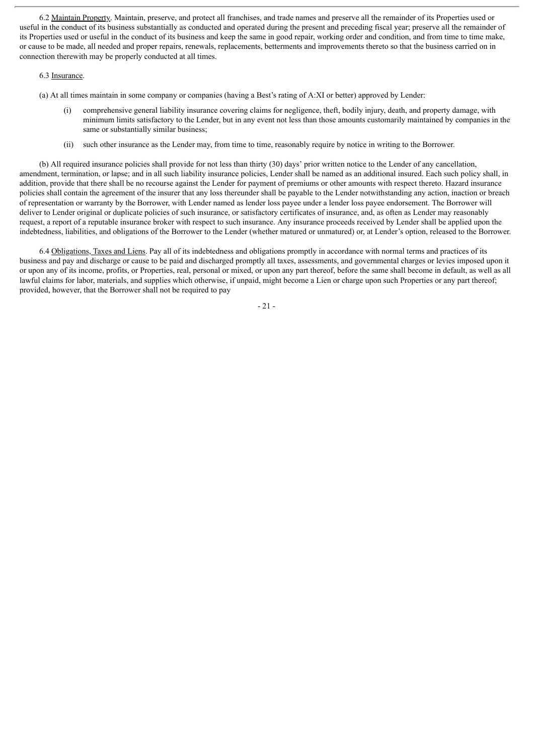6.2 Maintain Property. Maintain, preserve, and protect all franchises, and trade names and preserve all the remainder of its Properties used or useful in the conduct of its business substantially as conducted and operated during the present and preceding fiscal year; preserve all the remainder of its Properties used or useful in the conduct of its business and keep the same in good repair, working order and condition, and from time to time make, or cause to be made, all needed and proper repairs, renewals, replacements, betterments and improvements thereto so that the business carried on in connection therewith may be properly conducted at all times.

6.3 Insurance.

(a) At all times maintain in some company or companies (having a Best's rating of A:XI or better) approved by Lender:

(i) comprehensive general liability insurance covering claims for negligence, theft, bodily injury, death, and property damage, with minimum limits satisfactory to the Lender, but in any event not less than those amounts customarily maintained by companies in the same or substantially similar business;

(ii) such other insurance as the Lender may, from time to time, reasonably require by notice in writing to the Borrower.

(b) All required insurance policies shall provide for not less than thirty (30) days' prior written notice to the Lender of any cancellation, amendment, termination, or lapse; and in all such liability insurance policies, Lender shall be named as an additional insured. Each such policy shall, in addition, provide that there shall be no recourse against the Lender for payment of premiums or other amounts with respect thereto. Hazard insurance policies shall contain the agreement of the insurer that any loss thereunder shall be payable to the Lender notwithstanding any action, inaction or breach of representation or warranty by the Borrower, with Lender named as lender loss payee under a lender loss payee endorsement. The Borrower will deliver to Lender original or duplicate policies of such insurance, or satisfactory certificates of insurance, and, as often as Lender may reasonably request, a report of a reputable insurance broker with respect to such insurance. Any insurance proceeds received by Lender shall be applied upon the indebtedness, liabilities, and obligations of the Borrower to the Lender (whether matured or unmatured) or, at Lender's option, released to the Borrower.

6.4 Obligations, Taxes and Liens. Pay all of its indebtedness and obligations promptly in accordance with normal terms and practices of its business and pay and discharge or cause to be paid and discharged promptly all taxes, assessments, and governmental charges or levies imposed upon it or upon any of its income, profits, or Properties, real, personal or mixed, or upon any part thereof, before the same shall become in default, as well as all lawful claims for labor, materials, and supplies which otherwise, if unpaid, might become a Lien or charge upon such Properties or any part thereof; provided, however, that the Borrower shall not be required to pay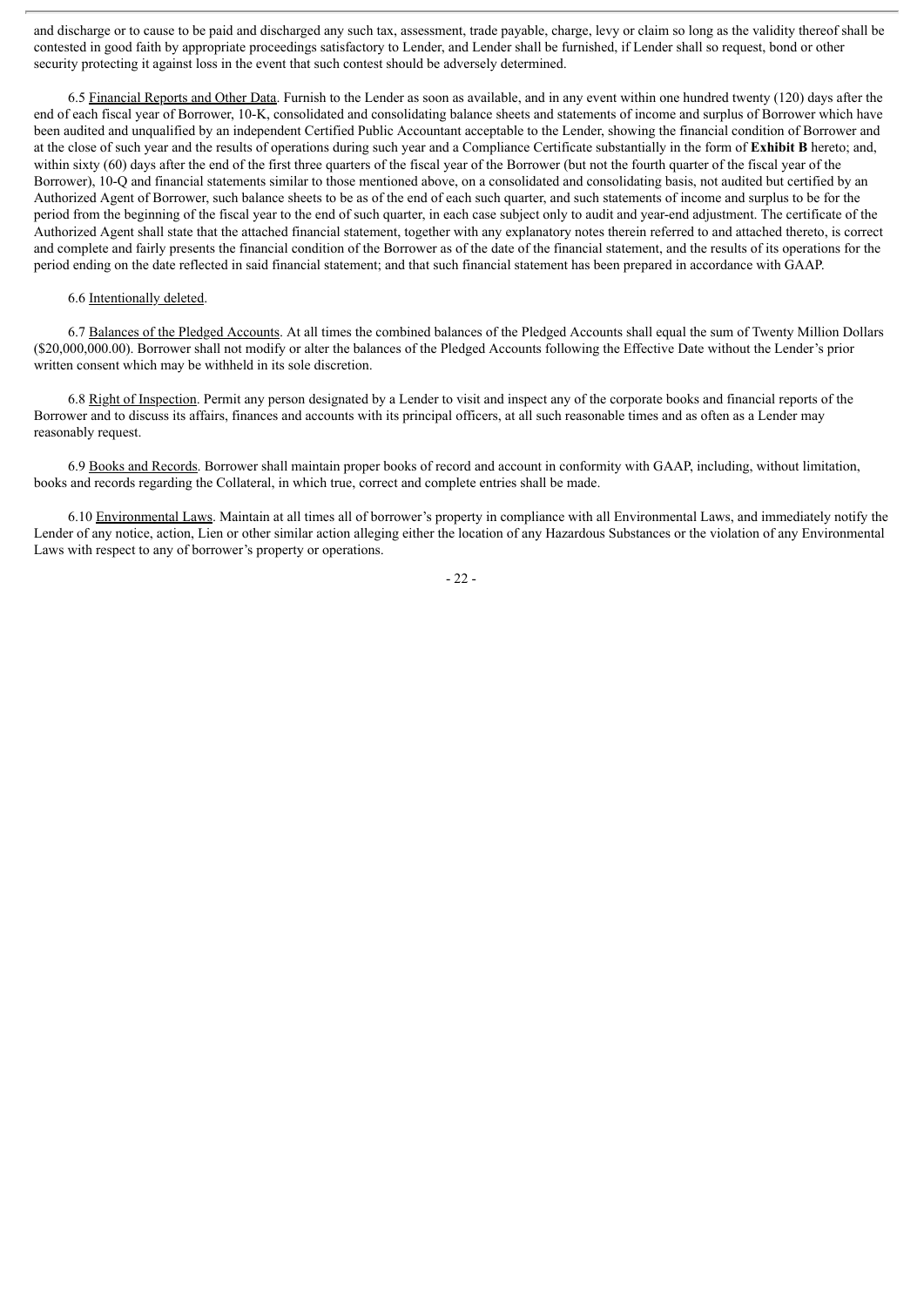and discharge or to cause to be paid and discharged any such tax, assessment, trade payable, charge, levy or claim so long as the validity thereof shall be contested in good faith by appropriate proceedings satisfactory to Lender, and Lender shall be furnished, if Lender shall so request, bond or other security protecting it against loss in the event that such contest should be adversely determined.

6.5 Financial Reports and Other Data. Furnish to the Lender as soon as available, and in any event within one hundred twenty (120) days after the end of each fiscal year of Borrower, 10-K, consolidated and consolidating balance sheets and statements of income and surplus of Borrower which have been audited and unqualified by an independent Certified Public Accountant acceptable to the Lender, showing the financial condition of Borrower and at the close of such year and the results of operations during such year and a Compliance Certificate substantially in the form of **Exhibit B** hereto; and, within sixty (60) days after the end of the first three quarters of the fiscal year of the Borrower (but not the fourth quarter of the fiscal year of the Borrower), 10-Q and financial statements similar to those mentioned above, on a consolidated and consolidating basis, not audited but certified by an Authorized Agent of Borrower, such balance sheets to be as of the end of each such quarter, and such statements of income and surplus to be for the period from the beginning of the fiscal year to the end of such quarter, in each case subject only to audit and year-end adjustment. The certificate of the Authorized Agent shall state that the attached financial statement, together with any explanatory notes therein referred to and attached thereto, is correct and complete and fairly presents the financial condition of the Borrower as of the date of the financial statement, and the results of its operations for the period ending on the date reflected in said financial statement; and that such financial statement has been prepared in accordance with GAAP.

6.6 Intentionally deleted.

6.7 Balances of the Pledged Accounts. At all times the combined balances of the Pledged Accounts shall equal the sum of Twenty Million Dollars ($20,000,000.00). Borrower shall not modify or alter the balances of the Pledged Accounts following the Effective Date without the Lender's prior written consent which may be withheld in its sole discretion.

6.8 Right of Inspection. Permit any person designated by a Lender to visit and inspect any of the corporate books and financial reports of the Borrower and to discuss its affairs, finances and accounts with its principal officers, at all such reasonable times and as often as a Lender may reasonably request.

6.9 Books and Records. Borrower shall maintain proper books of record and account in conformity with GAAP, including, without limitation, books and records regarding the Collateral, in which true, correct and complete entries shall be made.

6.10 Environmental Laws. Maintain at all times all of borrower's property in compliance with all Environmental Laws, and immediately notify the Lender of any notice, action, Lien or other similar action alleging either the location of any Hazardous Substances or the violation of any Environmental Laws with respect to any of borrower's property or operations.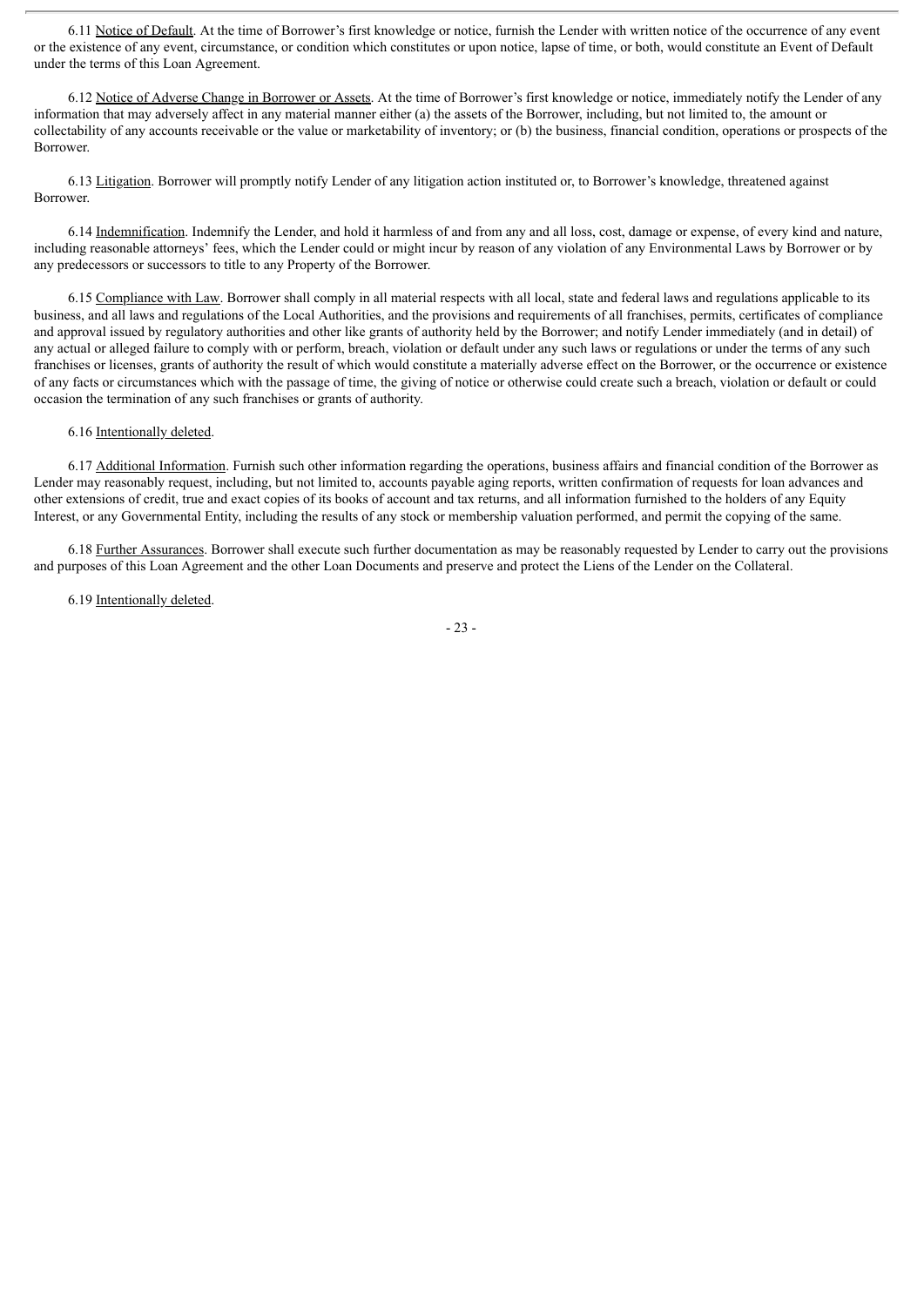6.11 Notice of Default. At the time of Borrower's first knowledge or notice, furnish the Lender with written notice of the occurrence of any event or the existence of any event, circumstance, or condition which constitutes or upon notice, lapse of time, or both, would constitute an Event of Default under the terms of this Loan Agreement.

6.12 Notice of Adverse Change in Borrower or Assets. At the time of Borrower's first knowledge or notice, immediately notify the Lender of any information that may adversely affect in any material manner either (a) the assets of the Borrower, including, but not limited to, the amount or collectability of any accounts receivable or the value or marketability of inventory; or (b) the business, financial condition, operations or prospects of the Borrower.

6.13 Litigation. Borrower will promptly notify Lender of any litigation action instituted or, to Borrower's knowledge, threatened against Borrower.

6.14 Indemnification. Indemnify the Lender, and hold it harmless of and from any and all loss, cost, damage or expense, of every kind and nature, including reasonable attorneys' fees, which the Lender could or might incur by reason of any violation of any Environmental Laws by Borrower or by any predecessors or successors to title to any Property of the Borrower.

6.15 Compliance with Law. Borrower shall comply in all material respects with all local, state and federal laws and regulations applicable to its business, and all laws and regulations of the Local Authorities, and the provisions and requirements of all franchises, permits, certificates of compliance and approval issued by regulatory authorities and other like grants of authority held by the Borrower; and notify Lender immediately (and in detail) of any actual or alleged failure to comply with or perform, breach, violation or default under any such laws or regulations or under the terms of any such franchises or licenses, grants of authority the result of which would constitute a materially adverse effect on the Borrower, or the occurrence or existence of any facts or circumstances which with the passage of time, the giving of notice or otherwise could create such a breach, violation or default or could occasion the termination of any such franchises or grants of authority.

6.16 Intentionally deleted.

6.17 Additional Information. Furnish such other information regarding the operations, business affairs and financial condition of the Borrower as Lender may reasonably request, including, but not limited to, accounts payable aging reports, written confirmation of requests for loan advances and other extensions of credit, true and exact copies of its books of account and tax returns, and all information furnished to the holders of any Equity Interest, or any Governmental Entity, including the results of any stock or membership valuation performed, and permit the copying of the same.

6.18 Further Assurances. Borrower shall execute such further documentation as may be reasonably requested by Lender to carry out the provisions and purposes of this Loan Agreement and the other Loan Documents and preserve and protect the Liens of the Lender on the Collateral.

6.19 Intentionally deleted.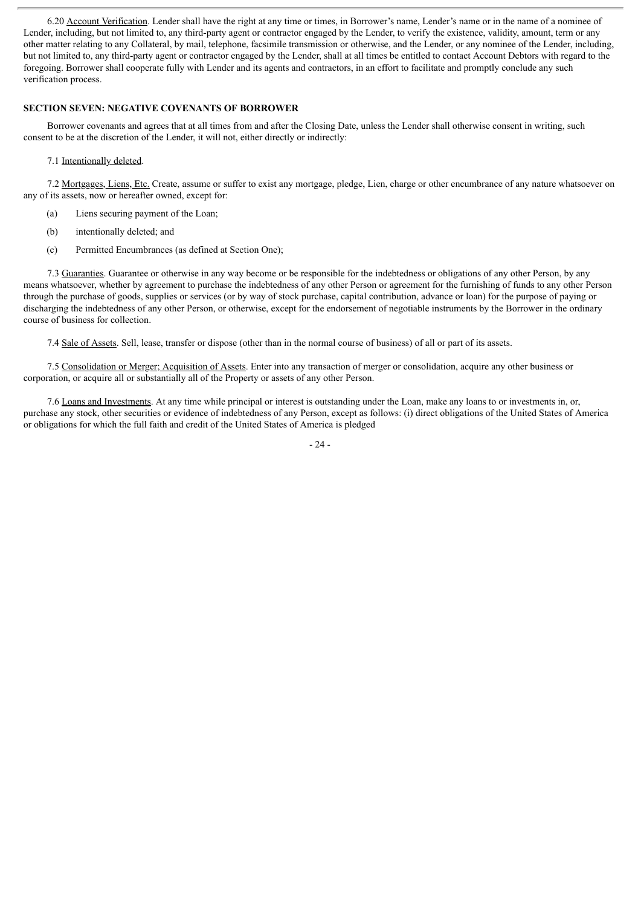6.20 Account Verification. Lender shall have the right at any time or times, in Borrower's name, Lender's name or in the name of a nominee of Lender, including, but not limited to, any third-party agent or contractor engaged by the Lender, to verify the existence, validity, amount, term or any other matter relating to any Collateral, by mail, telephone, facsimile transmission or otherwise, and the Lender, or any nominee of the Lender, including, but not limited to, any third-party agent or contractor engaged by the Lender, shall at all times be entitled to contact Account Debtors with regard to the foregoing. Borrower shall cooperate fully with Lender and its agents and contractors, in an effort to facilitate and promptly conclude any such verification process.

**SECTION SEVEN: NEGATIVE COVENANTS OF BORROWER**

Borrower covenants and agrees that at all times from and after the Closing Date, unless the Lender shall otherwise consent in writing, such consent to be at the discretion of the Lender, it will not, either directly or indirectly:

7.1 Intentionally deleted.

7.2 Mortgages, Liens, Etc. Create, assume or suffer to exist any mortgage, pledge, Lien, charge or other encumbrance of any nature whatsoever on any of its assets, now or hereafter owned, except for:

(a) Liens securing payment of the Loan;

(b) intentionally deleted; and

(c) Permitted Encumbrances (as defined at Section One);

7.3 Guaranties. Guarantee or otherwise in any way become or be responsible for the indebtedness or obligations of any other Person, by any means whatsoever, whether by agreement to purchase the indebtedness of any other Person or agreement for the furnishing of funds to any other Person through the purchase of goods, supplies or services (or by way of stock purchase, capital contribution, advance or loan) for the purpose of paying or discharging the indebtedness of any other Person, or otherwise, except for the endorsement of negotiable instruments by the Borrower in the ordinary course of business for collection.

7.4 Sale of Assets. Sell, lease, transfer or dispose (other than in the normal course of business) of all or part of its assets.

7.5 Consolidation or Merger; Acquisition of Assets. Enter into any transaction of merger or consolidation, acquire any other business or corporation, or acquire all or substantially all of the Property or assets of any other Person.

7.6 Loans and Investments. At any time while principal or interest is outstanding under the Loan, make any loans to or investments in, or, purchase any stock, other securities or evidence of indebtedness of any Person, except as follows: (i) direct obligations of the United States of America or obligations for which the full faith and credit of the United States of America is pledged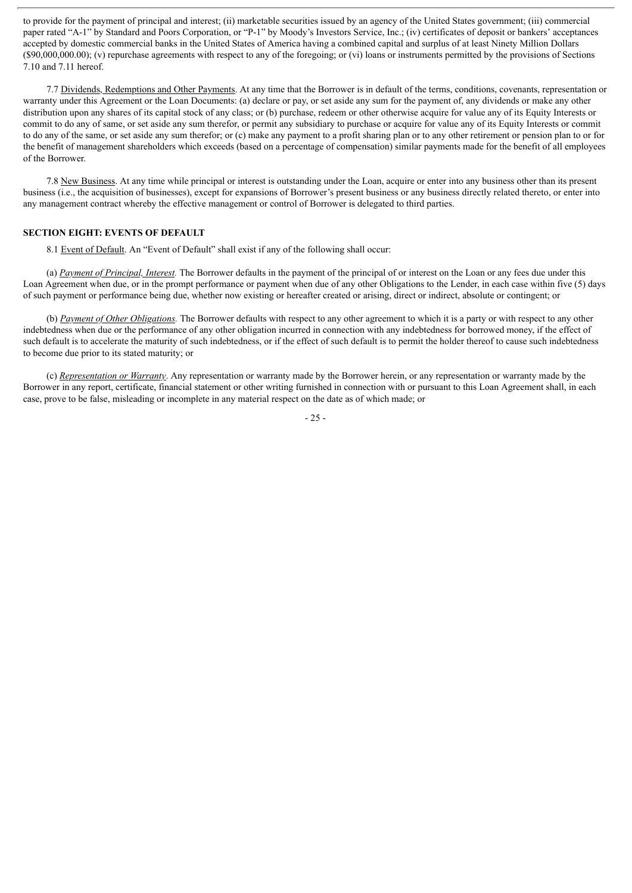to provide for the payment of principal and interest; (ii) marketable securities issued by an agency of the United States government; (iii) commercial paper rated "A-1" by Standard and Poors Corporation, or "P-1" by Moody's Investors Service, Inc.; (iv) certificates of deposit or bankers' acceptances accepted by domestic commercial banks in the United States of America having a combined capital and surplus of at least Ninety Million Dollars ($90,000,000.00); (v) repurchase agreements with respect to any of the foregoing; or (vi) loans or instruments permitted by the provisions of Sections 7.10 and 7.11 hereof.

7.7 Dividends, Redemptions and Other Payments. At any time that the Borrower is in default of the terms, conditions, covenants, representation or warranty under this Agreement or the Loan Documents: (a) declare or pay, or set aside any sum for the payment of, any dividends or make any other distribution upon any shares of its capital stock of any class; or (b) purchase, redeem or other otherwise acquire for value any of its Equity Interests or commit to do any of same, or set aside any sum therefor, or permit any subsidiary to purchase or acquire for value any of its Equity Interests or commit to do any of the same, or set aside any sum therefor; or (c) make any payment to a profit sharing plan or to any other retirement or pension plan to or for the benefit of management shareholders which exceeds (based on a percentage of compensation) similar payments made for the benefit of all employees of the Borrower.

7.8 New Business. At any time while principal or interest is outstanding under the Loan, acquire or enter into any business other than its present business (i.e., the acquisition of businesses), except for expansions of Borrower's present business or any business directly related thereto, or enter into any management contract whereby the effective management or control of Borrower is delegated to third parties.

## SECTION EIGHT: EVENTS OF DEFAULT

8.1 Event of Default. An "Event of Default" shall exist if any of the following shall occur:

(a) *Payment of Principal, Interest.* The Borrower defaults in the payment of the principal of or interest on the Loan or any fees due under this Loan Agreement when due, or in the prompt performance or payment when due of any other Obligations to the Lender, in each case within five (5) days of such payment or performance being due, whether now existing or hereafter created or arising, direct or indirect, absolute or contingent; or

(b) *Payment of Other Obligations.* The Borrower defaults with respect to any other agreement to which it is a party or with respect to any other indebtedness when due or the performance of any other obligation incurred in connection with any indebtedness for borrowed money, if the effect of such default is to accelerate the maturity of such indebtedness, or if the effect of such default is to permit the holder thereof to cause such indebtedness to become due prior to its stated maturity; or

(c) *Representation or Warranty*. Any representation or warranty made by the Borrower herein, or any representation or warranty made by the Borrower in any report, certificate, financial statement or other writing furnished in connection with or pursuant to this Loan Agreement shall, in each case, prove to be false, misleading or incomplete in any material respect on the date as of which made; or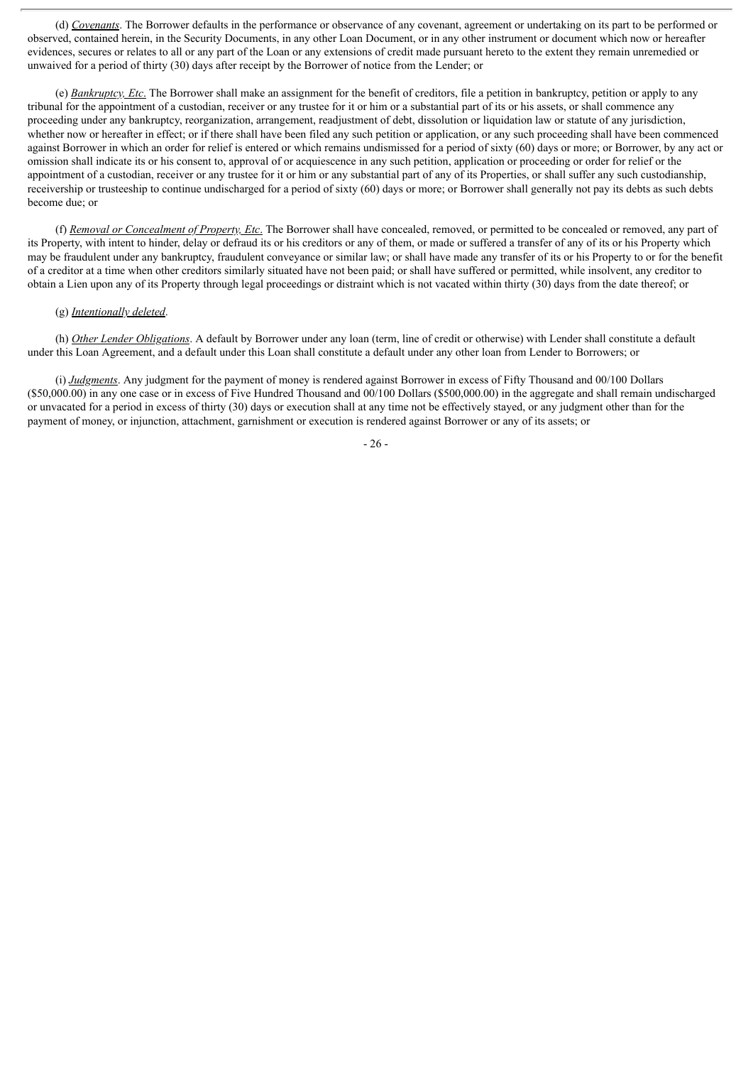(d) *Covenants*. The Borrower defaults in the performance or observance of any covenant, agreement or undertaking on its part to be performed or observed, contained herein, in the Security Documents, in any other Loan Document, or in any other instrument or document which now or hereafter evidences, secures or relates to all or any part of the Loan or any extensions of credit made pursuant hereto to the extent they remain unremedied or unwaived for a period of thirty (30) days after receipt by the Borrower of notice from the Lender; or

(e) *Bankruptcy, Etc*. The Borrower shall make an assignment for the benefit of creditors, file a petition in bankruptcy, petition or apply to any tribunal for the appointment of a custodian, receiver or any trustee for it or him or a substantial part of its or his assets, or shall commence any proceeding under any bankruptcy, reorganization, arrangement, readjustment of debt, dissolution or liquidation law or statute of any jurisdiction, whether now or hereafter in effect; or if there shall have been filed any such petition or application, or any such proceeding shall have been commenced against Borrower in which an order for relief is entered or which remains undismissed for a period of sixty (60) days or more; or Borrower, by any act or omission shall indicate its or his consent to, approval of or acquiescence in any such petition, application or proceeding or order for relief or the appointment of a custodian, receiver or any trustee for it or him or any substantial part of any of its Properties, or shall suffer any such custodianship, receivership or trusteeship to continue undischarged for a period of sixty (60) days or more; or Borrower shall generally not pay its debts as such debts become due; or

(f) *Removal or Concealment of Property, Etc*. The Borrower shall have concealed, removed, or permitted to be concealed or removed, any part of its Property, with intent to hinder, delay or defraud its or his creditors or any of them, or made or suffered a transfer of any of its or his Property which may be fraudulent under any bankruptcy, fraudulent conveyance or similar law; or shall have made any transfer of its or his Property to or for the benefit of a creditor at a time when other creditors similarly situated have not been paid; or shall have suffered or permitted, while insolvent, any creditor to obtain a Lien upon any of its Property through legal proceedings or distraint which is not vacated within thirty (30) days from the date thereof; or

(g) *Intentionally deleted*.

(h) *Other Lender Obligations*. A default by Borrower under any loan (term, line of credit or otherwise) with Lender shall constitute a default under this Loan Agreement, and a default under this Loan shall constitute a default under any other loan from Lender to Borrowers; or

(i) *Judgments*. Any judgment for the payment of money is rendered against Borrower in excess of Fifty Thousand and 00/100 Dollars ($50,000.00) in any one case or in excess of Five Hundred Thousand and 00/100 Dollars ($500,000.00) in the aggregate and shall remain undischarged or unvacated for a period in excess of thirty (30) days or execution shall at any time not be effectively stayed, or any judgment other than for the payment of money, or injunction, attachment, garnishment or execution is rendered against Borrower or any of its assets; or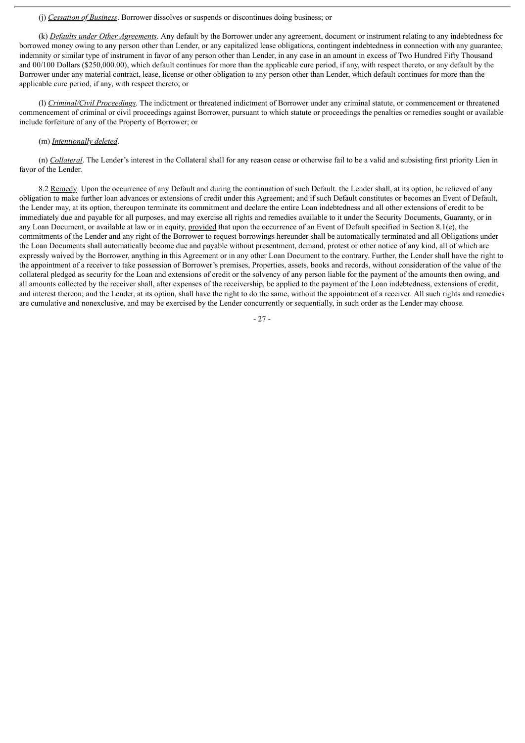(j) *Cessation of Business*. Borrower dissolves or suspends or discontinues doing business; or

(k) *Defaults under Other Agreements*. Any default by the Borrower under any agreement, document or instrument relating to any indebtedness for borrowed money owing to any person other than Lender, or any capitalized lease obligations, contingent indebtedness in connection with any guarantee, indemnity or similar type of instrument in favor of any person other than Lender, in any case in an amount in excess of Two Hundred Fifty Thousand and 00/100 Dollars ($250,000.00), which default continues for more than the applicable cure period, if any, with respect thereto, or any default by the Borrower under any material contract, lease, license or other obligation to any person other than Lender, which default continues for more than the applicable cure period, if any, with respect thereto; or

(l) *Criminal/Civil Proceedings*. The indictment or threatened indictment of Borrower under any criminal statute, or commencement or threatened commencement of criminal or civil proceedings against Borrower, pursuant to which statute or proceedings the penalties or remedies sought or available include forfeiture of any of the Property of Borrower; or

(m) *Intentionally deleted*.

(n) *Collateral*. The Lender's interest in the Collateral shall for any reason cease or otherwise fail to be a valid and subsisting first priority Lien in favor of the Lender.

8.2 Remedy. Upon the occurrence of any Default and during the continuation of such Default. the Lender shall, at its option, be relieved of any obligation to make further loan advances or extensions of credit under this Agreement; and if such Default constitutes or becomes an Event of Default, the Lender may, at its option, thereupon terminate its commitment and declare the entire Loan indebtedness and all other extensions of credit to be immediately due and payable for all purposes, and may exercise all rights and remedies available to it under the Security Documents, Guaranty, or in any Loan Document, or available at law or in equity, provided that upon the occurrence of an Event of Default specified in Section 8.1(e), the commitments of the Lender and any right of the Borrower to request borrowings hereunder shall be automatically terminated and all Obligations under the Loan Documents shall automatically become due and payable without presentment, demand, protest or other notice of any kind, all of which are expressly waived by the Borrower, anything in this Agreement or in any other Loan Document to the contrary. Further, the Lender shall have the right to the appointment of a receiver to take possession of Borrower's premises, Properties, assets, books and records, without consideration of the value of the collateral pledged as security for the Loan and extensions of credit or the solvency of any person liable for the payment of the amounts then owing, and all amounts collected by the receiver shall, after expenses of the receivership, be applied to the payment of the Loan indebtedness, extensions of credit, and interest thereon; and the Lender, at its option, shall have the right to do the same, without the appointment of a receiver. All such rights and remedies are cumulative and nonexclusive, and may be exercised by the Lender concurrently or sequentially, in such order as the Lender may choose.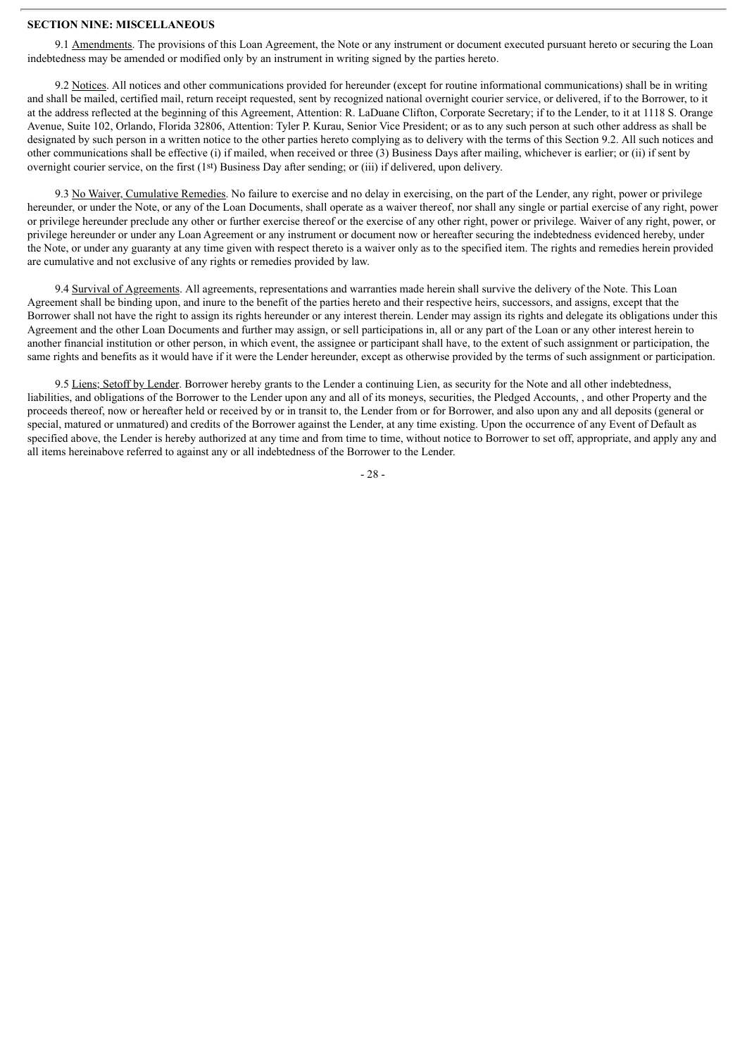**SECTION NINE: MISCELLANEOUS**

9.1 Amendments. The provisions of this Loan Agreement, the Note or any instrument or document executed pursuant hereto or securing the Loan indebtedness may be amended or modified only by an instrument in writing signed by the parties hereto.

9.2 Notices. All notices and other communications provided for hereunder (except for routine informational communications) shall be in writing and shall be mailed, certified mail, return receipt requested, sent by recognized national overnight courier service, or delivered, if to the Borrower, to it at the address reflected at the beginning of this Agreement, Attention: R. LaDuane Clifton, Corporate Secretary; if to the Lender, to it at 1118 S. Orange Avenue, Suite 102, Orlando, Florida 32806, Attention: Tyler P. Kurau, Senior Vice President; or as to any such person at such other address as shall be designated by such person in a written notice to the other parties hereto complying as to delivery with the terms of this Section 9.2. All such notices and other communications shall be effective (i) if mailed, when received or three (3) Business Days after mailing, whichever is earlier; or (ii) if sent by overnight courier service, on the first (1st) Business Day after sending; or (iii) if delivered, upon delivery.

9.3 No Waiver, Cumulative Remedies. No failure to exercise and no delay in exercising, on the part of the Lender, any right, power or privilege hereunder, or under the Note, or any of the Loan Documents, shall operate as a waiver thereof, nor shall any single or partial exercise of any right, power or privilege hereunder preclude any other or further exercise thereof or the exercise of any other right, power or privilege. Waiver of any right, power, or privilege hereunder or under any Loan Agreement or any instrument or document now or hereafter securing the indebtedness evidenced hereby, under the Note, or under any guaranty at any time given with respect thereto is a waiver only as to the specified item. The rights and remedies herein provided are cumulative and not exclusive of any rights or remedies provided by law.

9.4 Survival of Agreements. All agreements, representations and warranties made herein shall survive the delivery of the Note. This Loan Agreement shall be binding upon, and inure to the benefit of the parties hereto and their respective heirs, successors, and assigns, except that the Borrower shall not have the right to assign its rights hereunder or any interest therein. Lender may assign its rights and delegate its obligations under this Agreement and the other Loan Documents and further may assign, or sell participations in, all or any part of the Loan or any other interest herein to another financial institution or other person, in which event, the assignee or participant shall have, to the extent of such assignment or participation, the same rights and benefits as it would have if it were the Lender hereunder, except as otherwise provided by the terms of such assignment or participation.

9.5 Liens; Setoff by Lender. Borrower hereby grants to the Lender a continuing Lien, as security for the Note and all other indebtedness, liabilities, and obligations of the Borrower to the Lender upon any and all of its moneys, securities, the Pledged Accounts, , and other Property and the proceeds thereof, now or hereafter held or received by or in transit to, the Lender from or for Borrower, and also upon any and all deposits (general or special, matured or unmatured) and credits of the Borrower against the Lender, at any time existing. Upon the occurrence of any Event of Default as specified above, the Lender is hereby authorized at any time and from time to time, without notice to Borrower to set off, appropriate, and apply any and all items hereinabove referred to against any or all indebtedness of the Borrower to the Lender.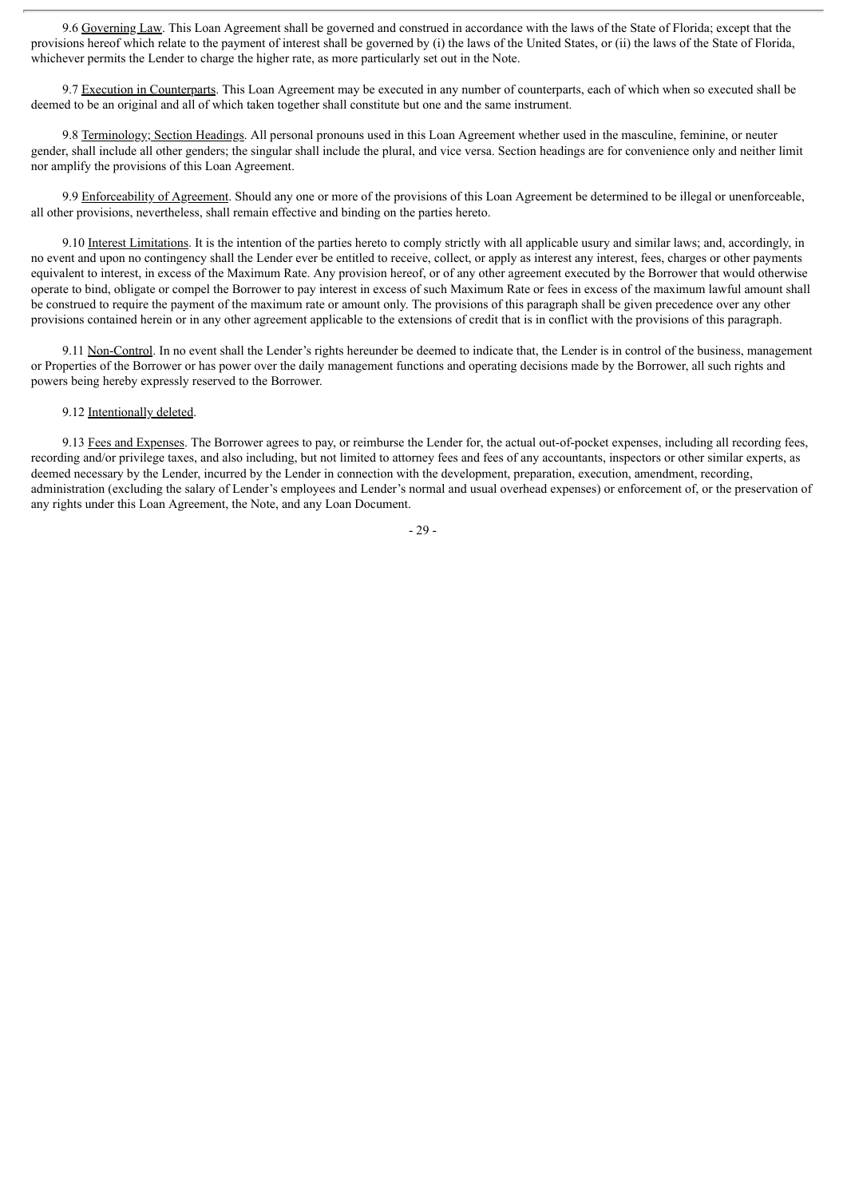9.6 Governing Law. This Loan Agreement shall be governed and construed in accordance with the laws of the State of Florida; except that the provisions hereof which relate to the payment of interest shall be governed by (i) the laws of the United States, or (ii) the laws of the State of Florida, whichever permits the Lender to charge the higher rate, as more particularly set out in the Note.

9.7 Execution in Counterparts. This Loan Agreement may be executed in any number of counterparts, each of which when so executed shall be deemed to be an original and all of which taken together shall constitute but one and the same instrument.

9.8 Terminology; Section Headings. All personal pronouns used in this Loan Agreement whether used in the masculine, feminine, or neuter gender, shall include all other genders; the singular shall include the plural, and vice versa. Section headings are for convenience only and neither limit nor amplify the provisions of this Loan Agreement.

9.9 Enforceability of Agreement. Should any one or more of the provisions of this Loan Agreement be determined to be illegal or unenforceable, all other provisions, nevertheless, shall remain effective and binding on the parties hereto.

9.10 Interest Limitations. It is the intention of the parties hereto to comply strictly with all applicable usury and similar laws; and, accordingly, in no event and upon no contingency shall the Lender ever be entitled to receive, collect, or apply as interest any interest, fees, charges or other payments equivalent to interest, in excess of the Maximum Rate. Any provision hereof, or of any other agreement executed by the Borrower that would otherwise operate to bind, obligate or compel the Borrower to pay interest in excess of such Maximum Rate or fees in excess of the maximum lawful amount shall be construed to require the payment of the maximum rate or amount only. The provisions of this paragraph shall be given precedence over any other provisions contained herein or in any other agreement applicable to the extensions of credit that is in conflict with the provisions of this paragraph.

9.11 Non-Control. In no event shall the Lender's rights hereunder be deemed to indicate that, the Lender is in control of the business, management or Properties of the Borrower or has power over the daily management functions and operating decisions made by the Borrower, all such rights and powers being hereby expressly reserved to the Borrower.

9.12 Intentionally deleted.

9.13 Fees and Expenses. The Borrower agrees to pay, or reimburse the Lender for, the actual out-of-pocket expenses, including all recording fees, recording and/or privilege taxes, and also including, but not limited to attorney fees and fees of any accountants, inspectors or other similar experts, as deemed necessary by the Lender, incurred by the Lender in connection with the development, preparation, execution, amendment, recording, administration (excluding the salary of Lender's employees and Lender's normal and usual overhead expenses) or enforcement of, or the preservation of any rights under this Loan Agreement, the Note, and any Loan Document.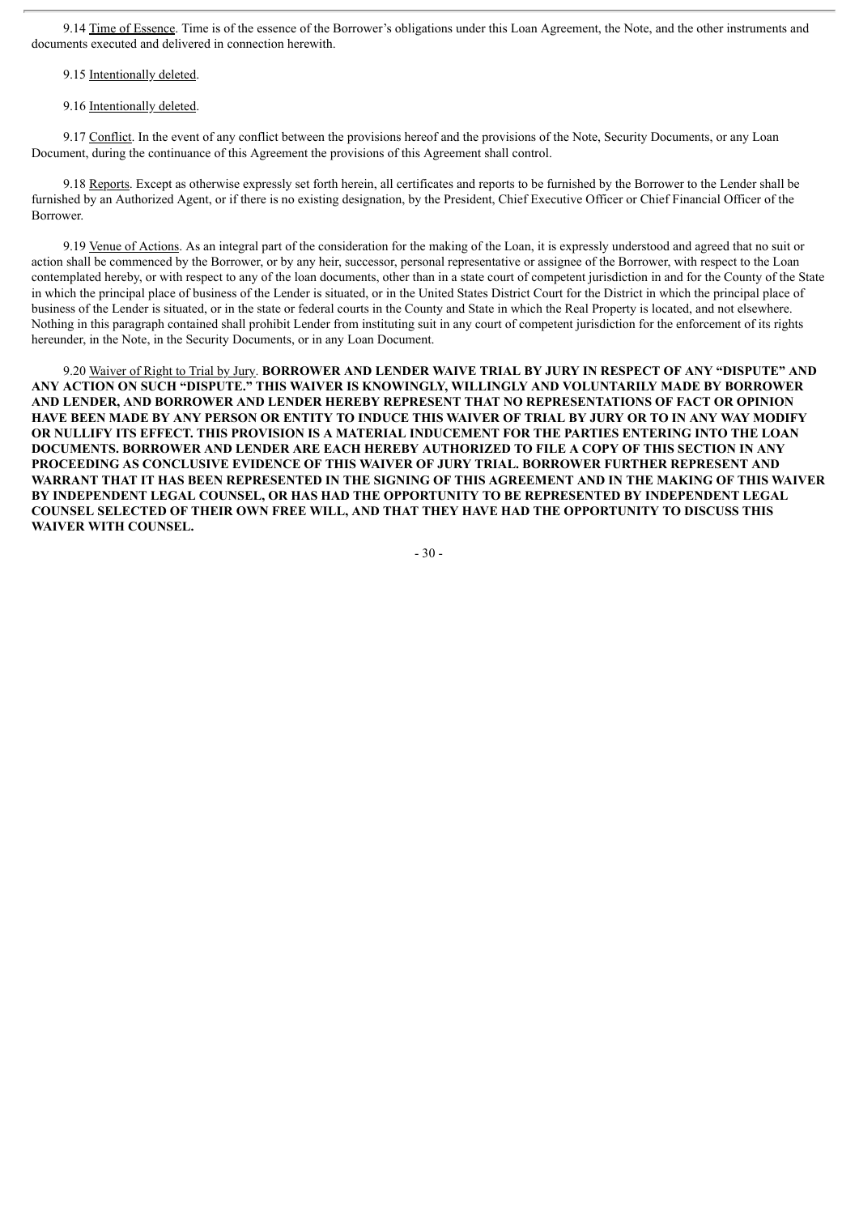9.14 Time of Essence. Time is of the essence of the Borrower's obligations under this Loan Agreement, the Note, and the other instruments and documents executed and delivered in connection herewith.

9.15 Intentionally deleted.

9.16 Intentionally deleted.

9.17 Conflict. In the event of any conflict between the provisions hereof and the provisions of the Note, Security Documents, or any Loan Document, during the continuance of this Agreement the provisions of this Agreement shall control.

9.18 Reports. Except as otherwise expressly set forth herein, all certificates and reports to be furnished by the Borrower to the Lender shall be furnished by an Authorized Agent, or if there is no existing designation, by the President, Chief Executive Officer or Chief Financial Officer of the Borrower.

9.19 Venue of Actions. As an integral part of the consideration for the making of the Loan, it is expressly understood and agreed that no suit or action shall be commenced by the Borrower, or by any heir, successor, personal representative or assignee of the Borrower, with respect to the Loan contemplated hereby, or with respect to any of the loan documents, other than in a state court of competent jurisdiction in and for the County of the State in which the principal place of business of the Lender is situated, or in the United States District Court for the District in which the principal place of business of the Lender is situated, or in the state or federal courts in the County and State in which the Real Property is located, and not elsewhere. Nothing in this paragraph contained shall prohibit Lender from instituting suit in any court of competent jurisdiction for the enforcement of its rights hereunder, in the Note, in the Security Documents, or in any Loan Document.

9.20 Waiver of Right to Trial by Jury. **BORROWER AND LENDER WAIVE TRIAL BY JURY IN RESPECT OF ANY "DISPUTE" AND ANY ACTION ON SUCH "DISPUTE." THIS WAIVER IS KNOWINGLY, WILLINGLY AND VOLUNTARILY MADE BY BORROWER AND LENDER, AND BORROWER AND LENDER HEREBY REPRESENT THAT NO REPRESENTATIONS OF FACT OR OPINION HAVE BEEN MADE BY ANY PERSON OR ENTITY TO INDUCE THIS WAIVER OF TRIAL BY JURY OR TO IN ANY WAY MODIFY OR NULLIFY ITS EFFECT. THIS PROVISION IS A MATERIAL INDUCEMENT FOR THE PARTIES ENTERING INTO THE LOAN DOCUMENTS. BORROWER AND LENDER ARE EACH HEREBY AUTHORIZED TO FILE A COPY OF THIS SECTION IN ANY PROCEEDING AS CONCLUSIVE EVIDENCE OF THIS WAIVER OF JURY TRIAL. BORROWER FURTHER REPRESENT AND WARRANT THAT IT HAS BEEN REPRESENTED IN THE SIGNING OF THIS AGREEMENT AND IN THE MAKING OF THIS WAIVER BY INDEPENDENT LEGAL COUNSEL, OR HAS HAD THE OPPORTUNITY TO BE REPRESENTED BY INDEPENDENT LEGAL COUNSEL SELECTED OF THEIR OWN FREE WILL, AND THAT THEY HAVE HAD THE OPPORTUNITY TO DISCUSS THIS WAIVER WITH COUNSEL.**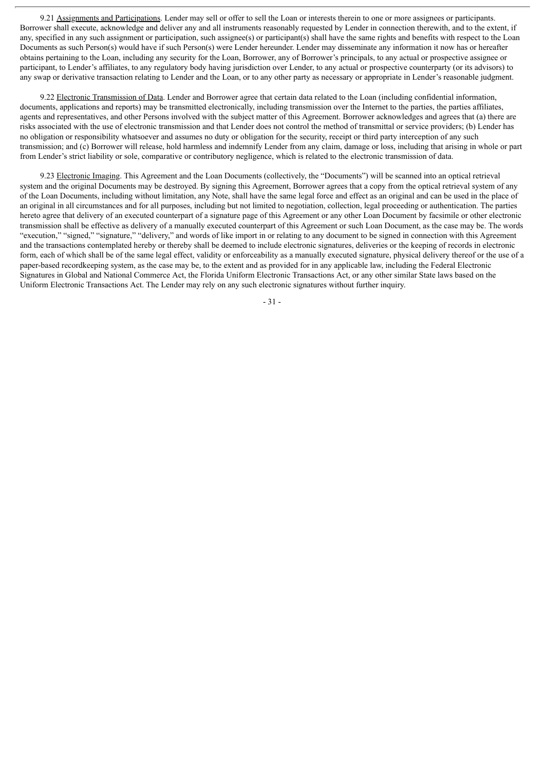9.21 <u>Assignments and Participations</u>. Lender may sell or offer to sell the Loan or interests therein to one or more assignees or participants. Borrower shall execute, acknowledge and deliver any and all instruments reasonably requested by Lender in connection therewith, and to the extent, if any, specified in any such assignment or participation, such assignee(s) or participant(s) shall have the same rights and benefits with respect to the Loan Documents as such Person(s) would have if such Person(s) were Lender hereunder. Lender may disseminate any information it now has or hereafter obtains pertaining to the Loan, including any security for the Loan, Borrower, any of Borrower's principals, to any actual or prospective assignee or participant, to Lender's affiliates, to any regulatory body having jurisdiction over Lender, to any actual or prospective counterparty (or its advisors) to any swap or derivative transaction relating to Lender and the Loan, or to any other party as necessary or appropriate in Lender's reasonable judgment.

9.22 <u>Electronic Transmission of Data</u>. Lender and Borrower agree that certain data related to the Loan (including confidential information, documents, applications and reports) may be transmitted electronically, including transmission over the Internet to the parties, the parties affiliates, agents and representatives, and other Persons involved with the subject matter of this Agreement. Borrower acknowledges and agrees that (a) there are risks associated with the use of electronic transmission and that Lender does not control the method of transmittal or service providers; (b) Lender has no obligation or responsibility whatsoever and assumes no duty or obligation for the security, receipt or third party interception of any such transmission; and (c) Borrower will release, hold harmless and indemnify Lender from any claim, damage or loss, including that arising in whole or part from Lender's strict liability or sole, comparative or contributory negligence, which is related to the electronic transmission of data.

9.23 <u>Electronic Imaging</u>. This Agreement and the Loan Documents (collectively, the "Documents") will be scanned into an optical retrieval system and the original Documents may be destroyed. By signing this Agreement, Borrower agrees that a copy from the optical retrieval system of any of the Loan Documents, including without limitation, any Note, shall have the same legal force and effect as an original and can be used in the place of an original in all circumstances and for all purposes, including but not limited to negotiation, collection, legal proceeding or authentication. The parties hereto agree that delivery of an executed counterpart of a signature page of this Agreement or any other Loan Document by facsimile or other electronic transmission shall be effective as delivery of a manually executed counterpart of this Agreement or such Loan Document, as the case may be. The words "execution," "signed," "signature," "delivery," and words of like import in or relating to any document to be signed in connection with this Agreement and the transactions contemplated hereby or thereby shall be deemed to include electronic signatures, deliveries or the keeping of records in electronic form, each of which shall be of the same legal effect, validity or enforceability as a manually executed signature, physical delivery thereof or the use of a paper-based recordkeeping system, as the case may be, to the extent and as provided for in any applicable law, including the Federal Electronic Signatures in Global and National Commerce Act, the Florida Uniform Electronic Transactions Act, or any other similar State laws based on the Uniform Electronic Transactions Act. The Lender may rely on any such electronic signatures without further inquiry.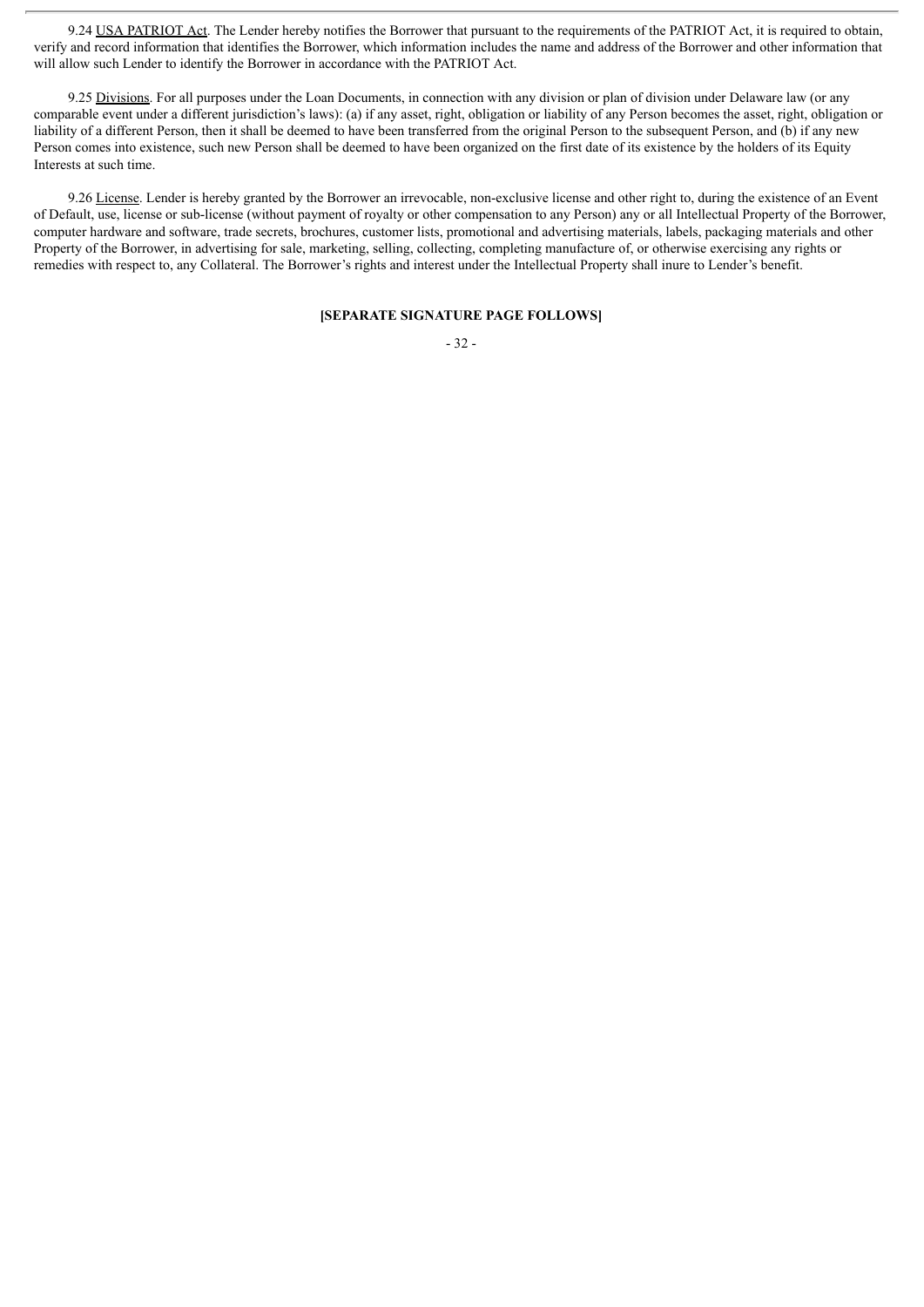9.24 USA PATRIOT Act. The Lender hereby notifies the Borrower that pursuant to the requirements of the PATRIOT Act, it is required to obtain, verify and record information that identifies the Borrower, which information includes the name and address of the Borrower and other information that will allow such Lender to identify the Borrower in accordance with the PATRIOT Act.

9.25 Divisions. For all purposes under the Loan Documents, in connection with any division or plan of division under Delaware law (or any comparable event under a different jurisdiction's laws): (a) if any asset, right, obligation or liability of any Person becomes the asset, right, obligation or liability of a different Person, then it shall be deemed to have been transferred from the original Person to the subsequent Person, and (b) if any new Person comes into existence, such new Person shall be deemed to have been organized on the first date of its existence by the holders of its Equity Interests at such time.

9.26 License. Lender is hereby granted by the Borrower an irrevocable, non-exclusive license and other right to, during the existence of an Event of Default, use, license or sub-license (without payment of royalty or other compensation to any Person) any or all Intellectual Property of the Borrower, computer hardware and software, trade secrets, brochures, customer lists, promotional and advertising materials, labels, packaging materials and other Property of the Borrower, in advertising for sale, marketing, selling, collecting, completing manufacture of, or otherwise exercising any rights or remedies with respect to, any Collateral. The Borrower's rights and interest under the Intellectual Property shall inure to Lender's benefit.

**[SEPARATE SIGNATURE PAGE FOLLOWS]**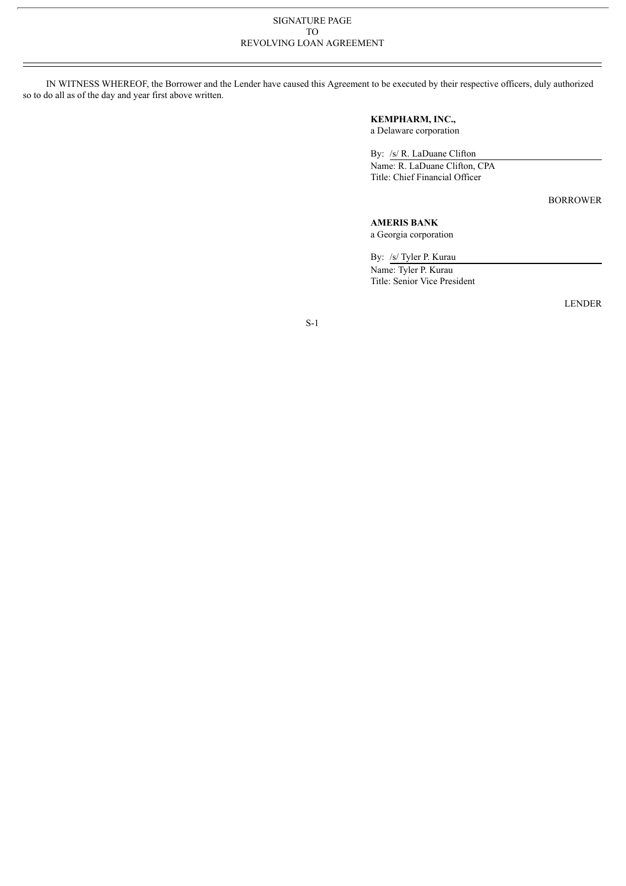SIGNATURE PAGE
TO
REVOLVING LOAN AGREEMENT

IN WITNESS WHEREOF, the Borrower and the Lender have caused this Agreement to be executed by their respective officers, duly authorized so to do all as of the day and year first above written.

**KEMPHARM, INC.,**
a Delaware corporation

By: /s/ R. LaDuane Clifton
Name: R. LaDuane Clifton, CPA
Title: Chief Financial Officer

BORROWER

**AMERIS BANK**
a Georgia corporation

By: /s/ Tyler P. Kurau
Name: Tyler P. Kurau
Title: Senior Vice President

LENDER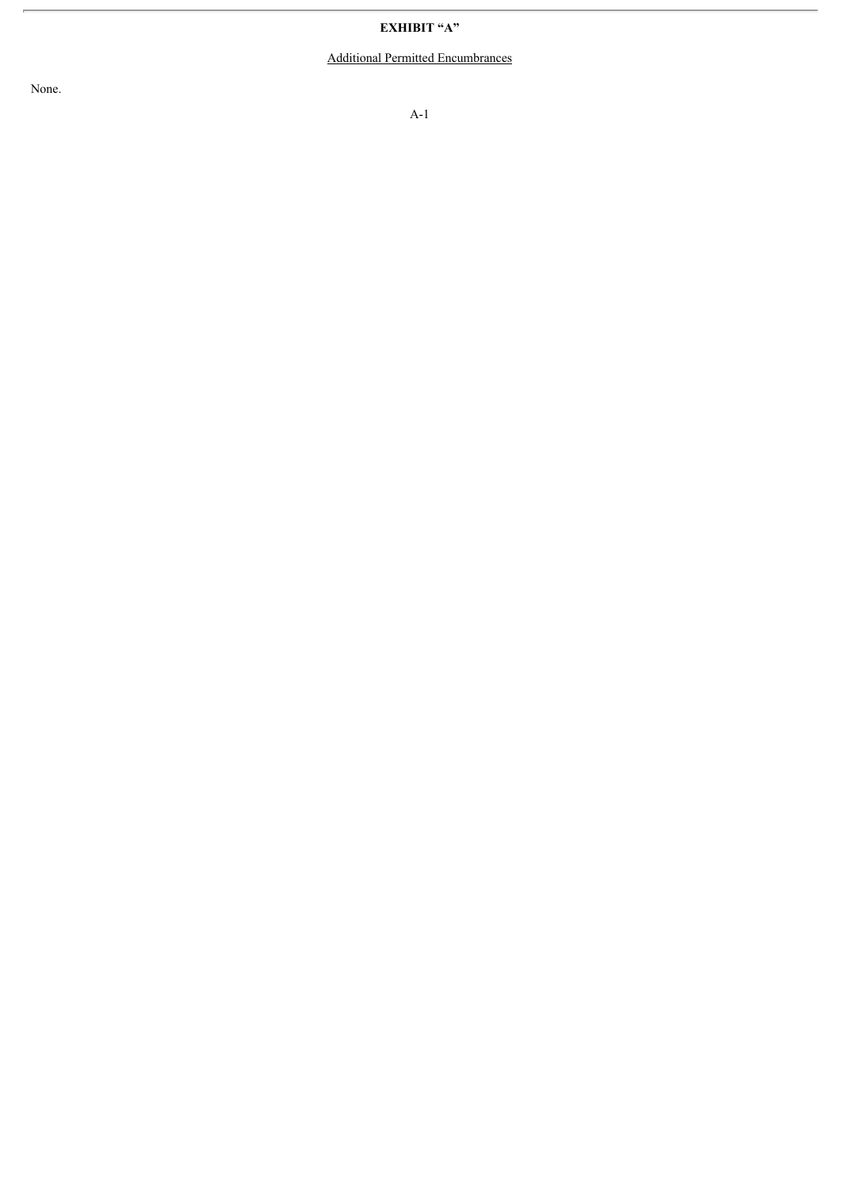# EXHIBIT "A"

Additional Permitted Encumbrances

None.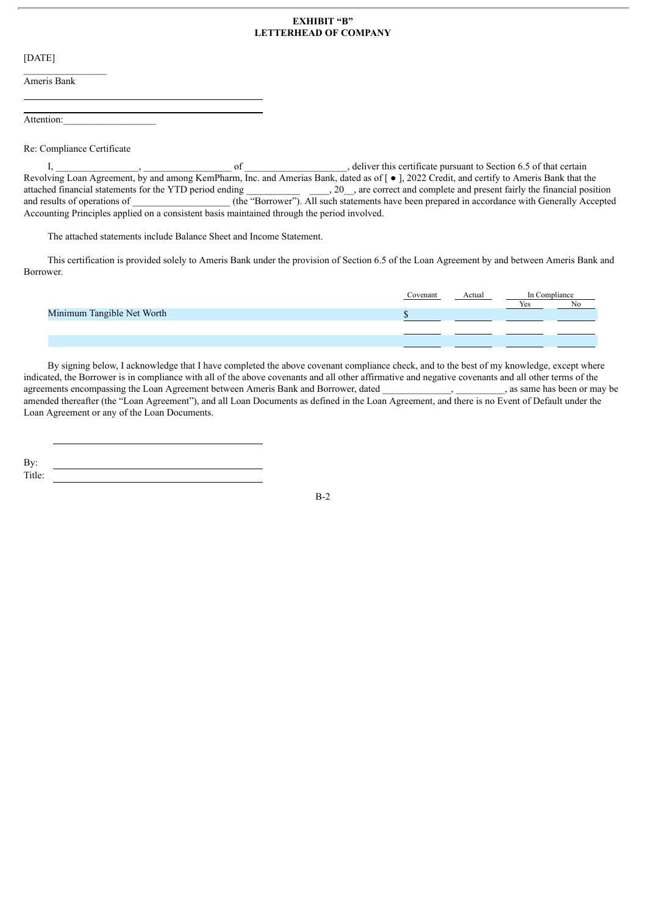**EXHIBIT “B”**
**LETTERHEAD OF COMPANY**

[DATE]

________________
Ameris Bank

______________________________________

______________________________________

Attention:__________________

Re: Compliance Certificate

I, ________________, _________________ of ___________________, deliver this certificate pursuant to Section 6.5 of that certain Revolving Loan Agreement, by and among KemPharm, Inc. and Amerias Bank, dated as of [ ● ], 2022 Credit, and certify to Ameris Bank that the attached financial statements for the YTD period ending __________ ____, 20__, are correct and complete and present fairly the financial position and results of operations of ___________________ (the “Borrower”). All such statements have been prepared in accordance with Generally Accepted Accounting Principles applied on a consistent basis maintained through the period involved.

The attached statements include Balance Sheet and Income Statement.

This certification is provided solely to Ameris Bank under the provision of Section 6.5 of the Loan Agreement by and between Ameris Bank and Borrower.

| | Covenant | Actual | In Compliance | |
|---|---|---|---|---|
| | | | Yes | No |
| Minimum Tangible Net Worth | $ | | | |
| | | | | |
| | | | | |

By signing below, I acknowledge that I have completed the above covenant compliance check, and to the best of my knowledge, except where indicated, the Borrower is in compliance with all of the above covenants and all other affirmative and negative covenants and all other terms of the agreements encompassing the Loan Agreement between Ameris Bank and Borrower, dated _____________, __________, as same has been or may be amended thereafter (the “Loan Agreement”), and all Loan Documents as defined in the Loan Agreement, and there is no Event of Default under the Loan Agreement or any of the Loan Documents.

______________________________________

By: ______________________________________
Title: ______________________________________